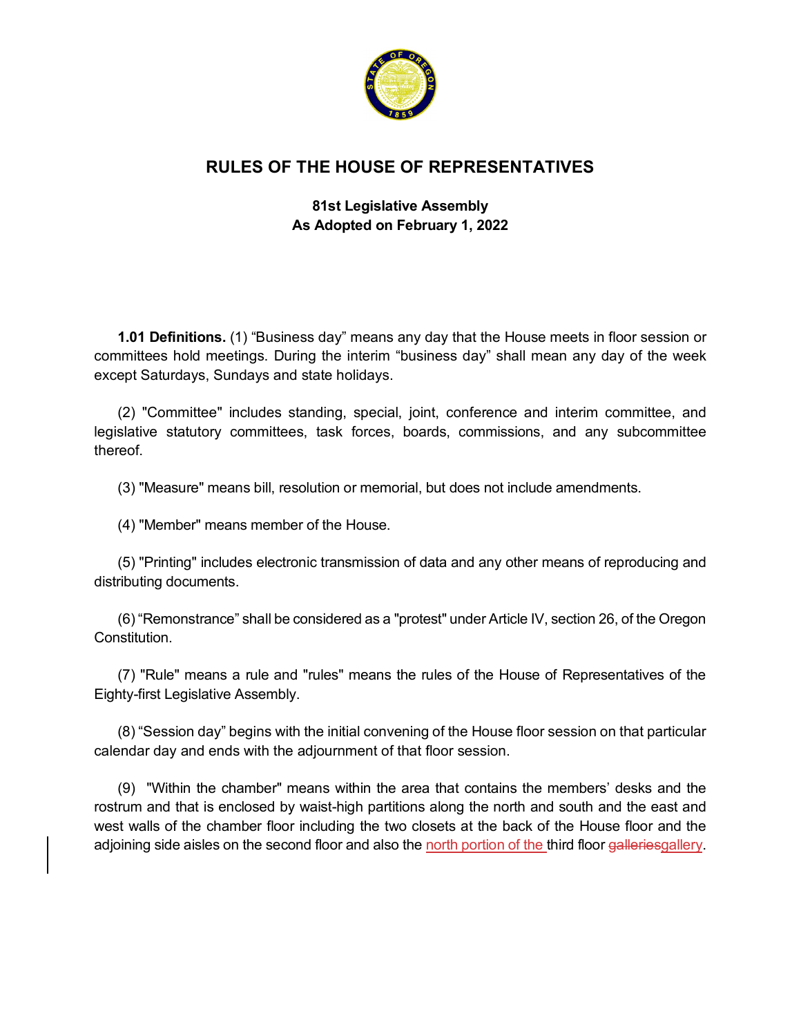# RULES OF THE HOUSE OF REPRESENTATIVES

**81st Legislative Assembly**
**As Adopted on February 1, 2022**

**1.01 Definitions.** (1) "Business day" means any day that the House meets in floor session or committees hold meetings. During the interim "business day" shall mean any day of the week except Saturdays, Sundays and state holidays.

(2) "Committee" includes standing, special, joint, conference and interim committee, and legislative statutory committees, task forces, boards, commissions, and any subcommittee thereof.

(3) "Measure" means bill, resolution or memorial, but does not include amendments.

(4) "Member" means member of the House.

(5) "Printing" includes electronic transmission of data and any other means of reproducing and distributing documents.

(6) "Remonstrance" shall be considered as a "protest" under Article IV, section 26, of the Oregon Constitution.

(7) "Rule" means a rule and "rules" means the rules of the House of Representatives of the Eighty-first Legislative Assembly.

(8) "Session day" begins with the initial convening of the House floor session on that particular calendar day and ends with the adjournment of that floor session.

(9) "Within the chamber" means within the area that contains the members' desks and the rostrum and that is enclosed by waist-high partitions along the north and south and the east and west walls of the chamber floor including the two closets at the back of the House floor and the adjoining side aisles on the second floor and also the <u>north portion of the </u>third floor ~~galleries~~<u>gallery</u>.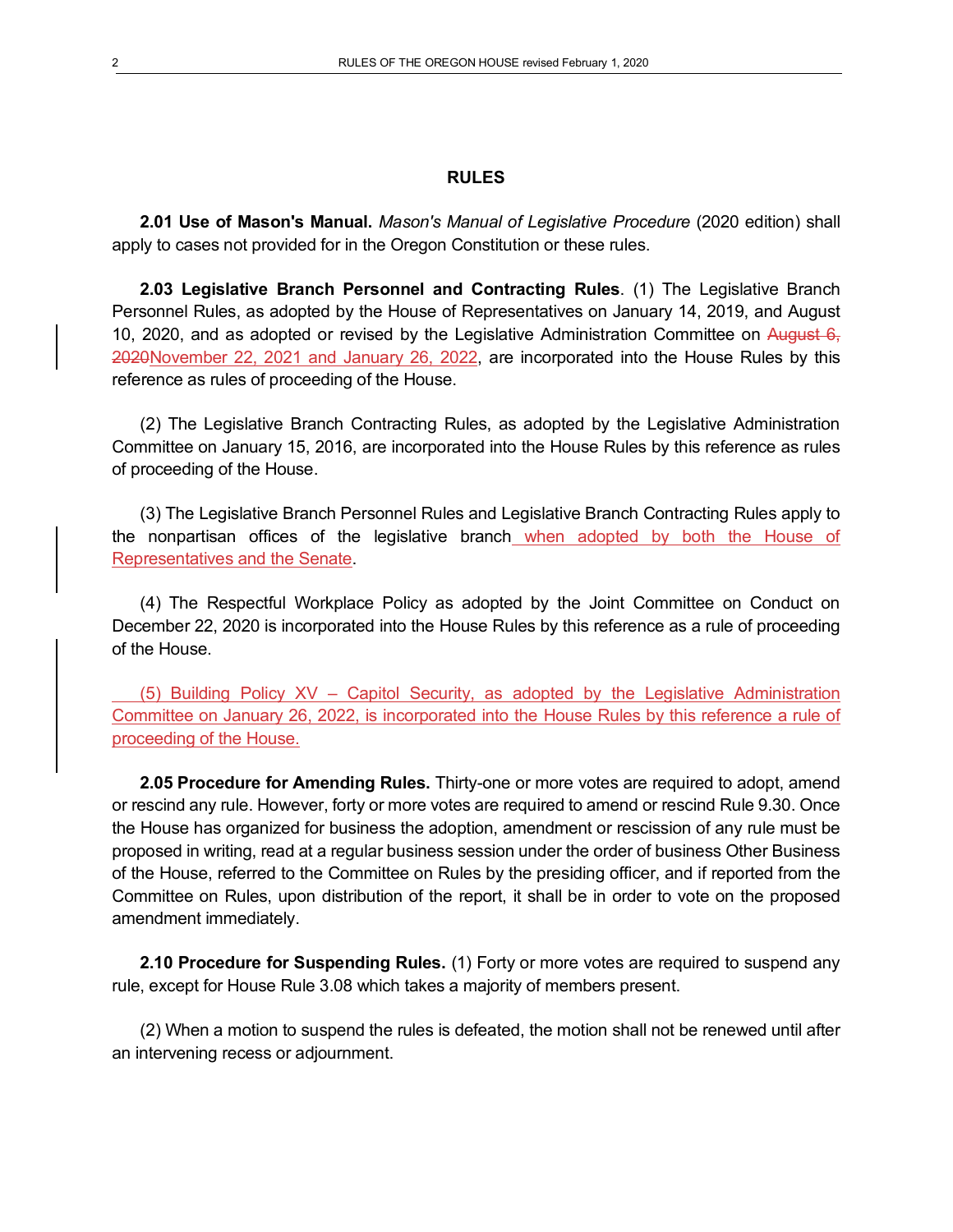## RULES

**2.01 Use of Mason's Manual.** *Mason's Manual of Legislative Procedure* (2020 edition) shall apply to cases not provided for in the Oregon Constitution or these rules.

**2.03 Legislative Branch Personnel and Contracting Rules**. (1) The Legislative Branch Personnel Rules, as adopted by the House of Representatives on January 14, 2019, and August 10, 2020, and as adopted or revised by the Legislative Administration Committee on ~~August 6, 2020~~November 22, 2021 and January 26, 2022, are incorporated into the House Rules by this reference as rules of proceeding of the House.

(2) The Legislative Branch Contracting Rules, as adopted by the Legislative Administration Committee on January 15, 2016, are incorporated into the House Rules by this reference as rules of proceeding of the House.

(3) The Legislative Branch Personnel Rules and Legislative Branch Contracting Rules apply to the nonpartisan offices of the legislative branch when adopted by both the House of Representatives and the Senate.

(4) The Respectful Workplace Policy as adopted by the Joint Committee on Conduct on December 22, 2020 is incorporated into the House Rules by this reference as a rule of proceeding of the House.

(5) Building Policy XV – Capitol Security, as adopted by the Legislative Administration Committee on January 26, 2022, is incorporated into the House Rules by this reference a rule of proceeding of the House.

**2.05 Procedure for Amending Rules.** Thirty-one or more votes are required to adopt, amend or rescind any rule. However, forty or more votes are required to amend or rescind Rule 9.30. Once the House has organized for business the adoption, amendment or rescission of any rule must be proposed in writing, read at a regular business session under the order of business Other Business of the House, referred to the Committee on Rules by the presiding officer, and if reported from the Committee on Rules, upon distribution of the report, it shall be in order to vote on the proposed amendment immediately.

**2.10 Procedure for Suspending Rules.** (1) Forty or more votes are required to suspend any rule, except for House Rule 3.08 which takes a majority of members present.

(2) When a motion to suspend the rules is defeated, the motion shall not be renewed until after an intervening recess or adjournment.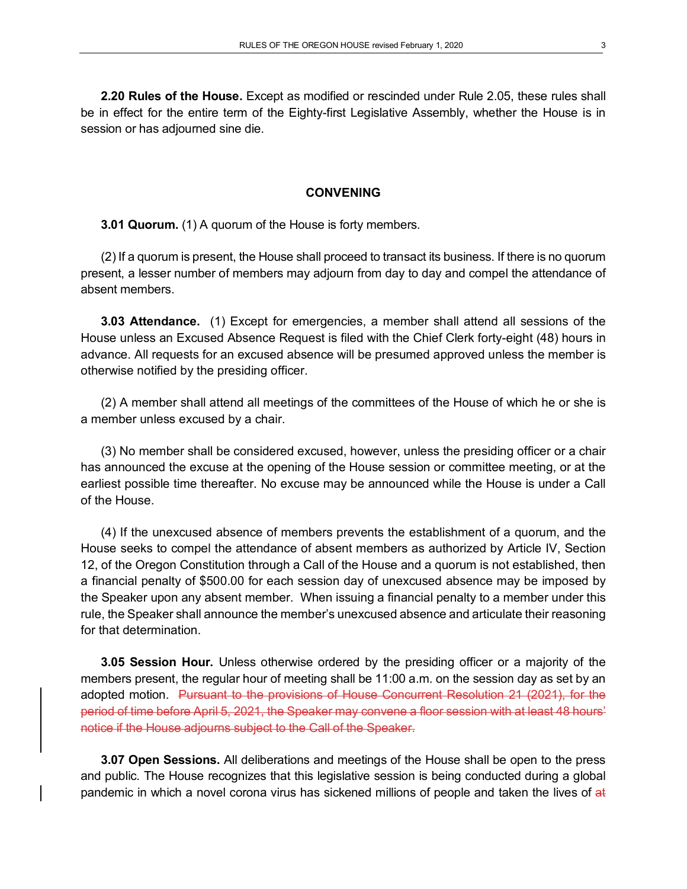**2.20 Rules of the House.** Except as modified or rescinded under Rule 2.05, these rules shall be in effect for the entire term of the Eighty-first Legislative Assembly, whether the House is in session or has adjourned sine die.

## CONVENING

**3.01 Quorum.** (1) A quorum of the House is forty members.

(2) If a quorum is present, the House shall proceed to transact its business. If there is no quorum present, a lesser number of members may adjourn from day to day and compel the attendance of absent members.

**3.03 Attendance.** (1) Except for emergencies, a member shall attend all sessions of the House unless an Excused Absence Request is filed with the Chief Clerk forty-eight (48) hours in advance. All requests for an excused absence will be presumed approved unless the member is otherwise notified by the presiding officer.

(2) A member shall attend all meetings of the committees of the House of which he or she is a member unless excused by a chair.

(3) No member shall be considered excused, however, unless the presiding officer or a chair has announced the excuse at the opening of the House session or committee meeting, or at the earliest possible time thereafter. No excuse may be announced while the House is under a Call of the House.

(4) If the unexcused absence of members prevents the establishment of a quorum, and the House seeks to compel the attendance of absent members as authorized by Article IV, Section 12, of the Oregon Constitution through a Call of the House and a quorum is not established, then a financial penalty of $500.00 for each session day of unexcused absence may be imposed by the Speaker upon any absent member. When issuing a financial penalty to a member under this rule, the Speaker shall announce the member's unexcused absence and articulate their reasoning for that determination.

**3.05 Session Hour.** Unless otherwise ordered by the presiding officer or a majority of the members present, the regular hour of meeting shall be 11:00 a.m. on the session day as set by an adopted motion. ~~Pursuant to the provisions of House Concurrent Resolution 21 (2021), for the period of time before April 5, 2021, the Speaker may convene a floor session with at least 48 hours' notice if the House adjourns subject to the Call of the Speaker.~~

**3.07 Open Sessions.** All deliberations and meetings of the House shall be open to the press and public. The House recognizes that this legislative session is being conducted during a global pandemic in which a novel corona virus has sickened millions of people and taken the lives of ~~at~~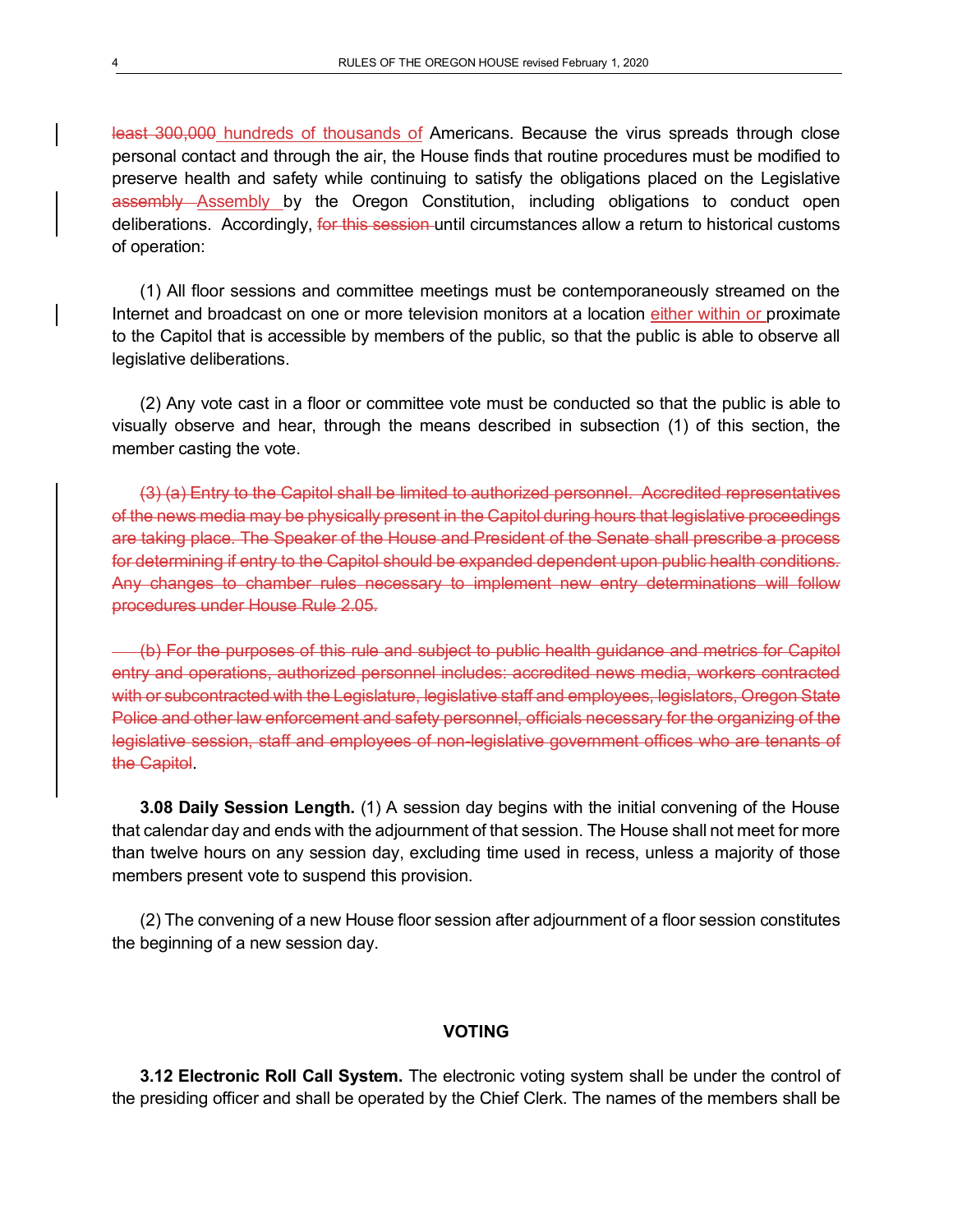~~least 300,000~~ hundreds of thousands of Americans. Because the virus spreads through close personal contact and through the air, the House finds that routine procedures must be modified to preserve health and safety while continuing to satisfy the obligations placed on the Legislative ~~assembly~~ Assembly by the Oregon Constitution, including obligations to conduct open deliberations. Accordingly, ~~for this session~~ until circumstances allow a return to historical customs of operation:

(1) All floor sessions and committee meetings must be contemporaneously streamed on the Internet and broadcast on one or more television monitors at a location either within or proximate to the Capitol that is accessible by members of the public, so that the public is able to observe all legislative deliberations.

(2) Any vote cast in a floor or committee vote must be conducted so that the public is able to visually observe and hear, through the means described in subsection (1) of this section, the member casting the vote.

~~(3) (a) Entry to the Capitol shall be limited to authorized personnel. Accredited representatives of the news media may be physically present in the Capitol during hours that legislative proceedings are taking place. The Speaker of the House and President of the Senate shall prescribe a process for determining if entry to the Capitol should be expanded dependent upon public health conditions. Any changes to chamber rules necessary to implement new entry determinations will follow procedures under House Rule 2.05.~~

~~(b) For the purposes of this rule and subject to public health guidance and metrics for Capitol entry and operations, authorized personnel includes: accredited news media, workers contracted with or subcontracted with the Legislature, legislative staff and employees, legislators, Oregon State Police and other law enforcement and safety personnel, officials necessary for the organizing of the legislative session, staff and employees of non-legislative government offices who are tenants of the Capitol~~.

**3.08 Daily Session Length.** (1) A session day begins with the initial convening of the House that calendar day and ends with the adjournment of that session. The House shall not meet for more than twelve hours on any session day, excluding time used in recess, unless a majority of those members present vote to suspend this provision.

(2) The convening of a new House floor session after adjournment of a floor session constitutes the beginning of a new session day.

## VOTING

**3.12 Electronic Roll Call System.** The electronic voting system shall be under the control of the presiding officer and shall be operated by the Chief Clerk. The names of the members shall be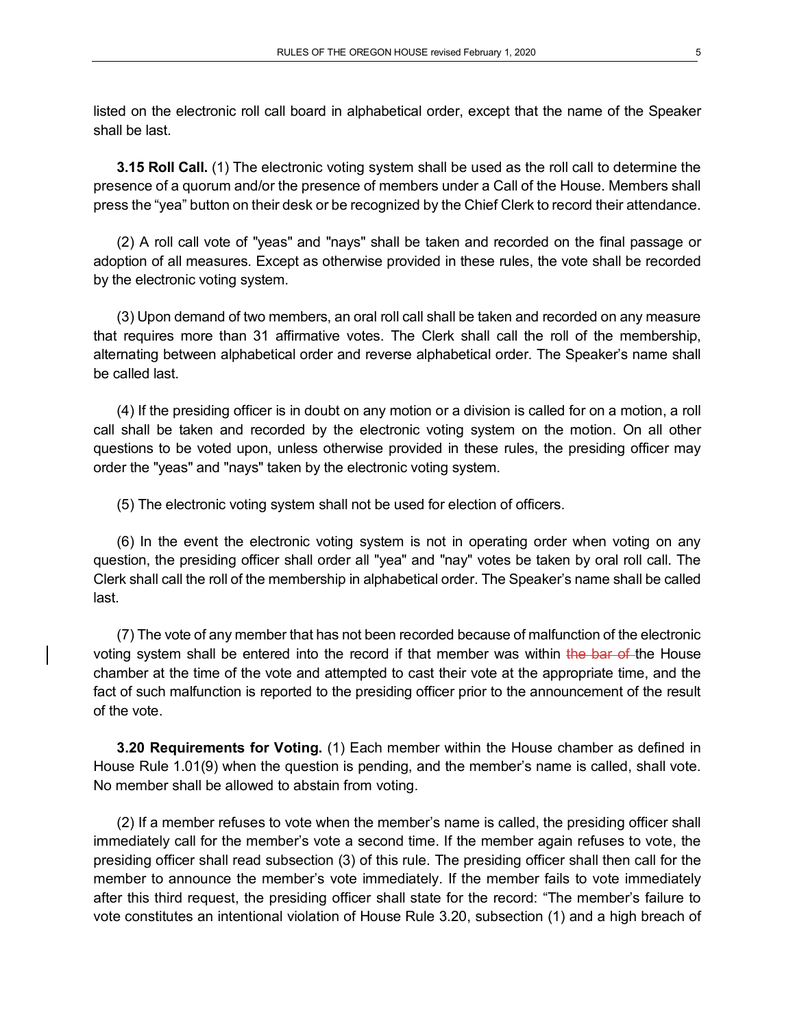listed on the electronic roll call board in alphabetical order, except that the name of the Speaker shall be last.

**3.15 Roll Call.** (1) The electronic voting system shall be used as the roll call to determine the presence of a quorum and/or the presence of members under a Call of the House. Members shall press the "yea" button on their desk or be recognized by the Chief Clerk to record their attendance.

(2) A roll call vote of "yeas" and "nays" shall be taken and recorded on the final passage or adoption of all measures. Except as otherwise provided in these rules, the vote shall be recorded by the electronic voting system.

(3) Upon demand of two members, an oral roll call shall be taken and recorded on any measure that requires more than 31 affirmative votes. The Clerk shall call the roll of the membership, alternating between alphabetical order and reverse alphabetical order. The Speaker's name shall be called last.

(4) If the presiding officer is in doubt on any motion or a division is called for on a motion, a roll call shall be taken and recorded by the electronic voting system on the motion. On all other questions to be voted upon, unless otherwise provided in these rules, the presiding officer may order the "yeas" and "nays" taken by the electronic voting system.

(5) The electronic voting system shall not be used for election of officers.

(6) In the event the electronic voting system is not in operating order when voting on any question, the presiding officer shall order all "yea" and "nay" votes be taken by oral roll call. The Clerk shall call the roll of the membership in alphabetical order. The Speaker's name shall be called last.

(7) The vote of any member that has not been recorded because of malfunction of the electronic voting system shall be entered into the record if that member was within ~~the bar of~~ the House chamber at the time of the vote and attempted to cast their vote at the appropriate time, and the fact of such malfunction is reported to the presiding officer prior to the announcement of the result of the vote.

**3.20 Requirements for Voting.** (1) Each member within the House chamber as defined in House Rule 1.01(9) when the question is pending, and the member's name is called, shall vote. No member shall be allowed to abstain from voting.

(2) If a member refuses to vote when the member's name is called, the presiding officer shall immediately call for the member's vote a second time. If the member again refuses to vote, the presiding officer shall read subsection (3) of this rule. The presiding officer shall then call for the member to announce the member's vote immediately. If the member fails to vote immediately after this third request, the presiding officer shall state for the record: "The member's failure to vote constitutes an intentional violation of House Rule 3.20, subsection (1) and a high breach of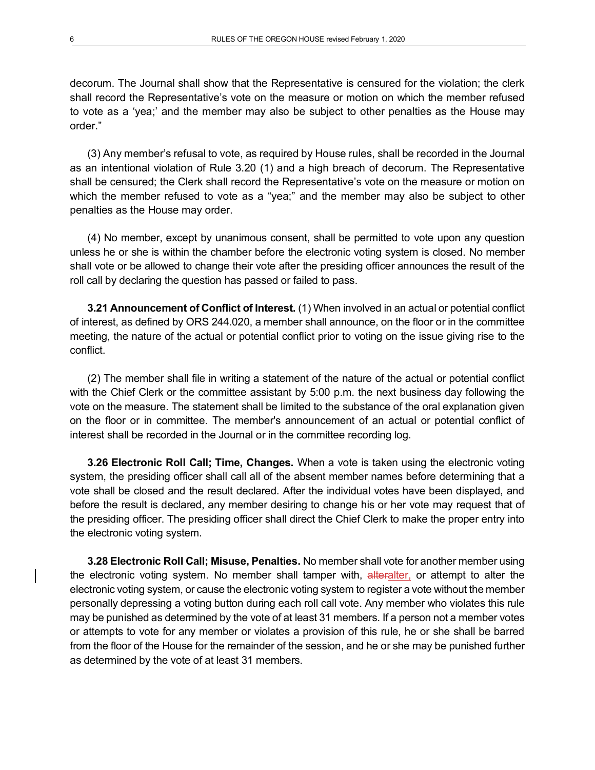decorum. The Journal shall show that the Representative is censured for the violation; the clerk shall record the Representative's vote on the measure or motion on which the member refused to vote as a 'yea;' and the member may also be subject to other penalties as the House may order."

(3) Any member's refusal to vote, as required by House rules, shall be recorded in the Journal as an intentional violation of Rule 3.20 (1) and a high breach of decorum. The Representative shall be censured; the Clerk shall record the Representative's vote on the measure or motion on which the member refused to vote as a "yea;" and the member may also be subject to other penalties as the House may order.

(4) No member, except by unanimous consent, shall be permitted to vote upon any question unless he or she is within the chamber before the electronic voting system is closed. No member shall vote or be allowed to change their vote after the presiding officer announces the result of the roll call by declaring the question has passed or failed to pass.

**3.21 Announcement of Conflict of Interest.** (1) When involved in an actual or potential conflict of interest, as defined by ORS 244.020, a member shall announce, on the floor or in the committee meeting, the nature of the actual or potential conflict prior to voting on the issue giving rise to the conflict.

(2) The member shall file in writing a statement of the nature of the actual or potential conflict with the Chief Clerk or the committee assistant by 5:00 p.m. the next business day following the vote on the measure. The statement shall be limited to the substance of the oral explanation given on the floor or in committee. The member's announcement of an actual or potential conflict of interest shall be recorded in the Journal or in the committee recording log.

**3.26 Electronic Roll Call; Time, Changes.** When a vote is taken using the electronic voting system, the presiding officer shall call all of the absent member names before determining that a vote shall be closed and the result declared. After the individual votes have been displayed, and before the result is declared, any member desiring to change his or her vote may request that of the presiding officer. The presiding officer shall direct the Chief Clerk to make the proper entry into the electronic voting system.

**3.28 Electronic Roll Call; Misuse, Penalties.** No member shall vote for another member using the electronic voting system. No member shall tamper with, ~~alter~~alter, or attempt to alter the electronic voting system, or cause the electronic voting system to register a vote without the member personally depressing a voting button during each roll call vote. Any member who violates this rule may be punished as determined by the vote of at least 31 members. If a person not a member votes or attempts to vote for any member or violates a provision of this rule, he or she shall be barred from the floor of the House for the remainder of the session, and he or she may be punished further as determined by the vote of at least 31 members.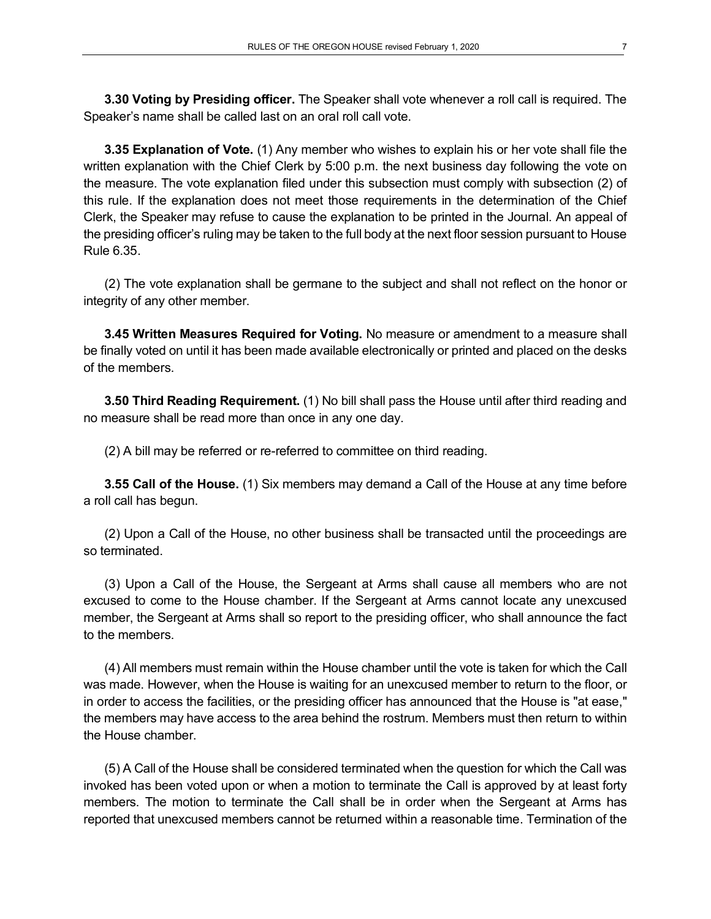**3.30 Voting by Presiding officer.** The Speaker shall vote whenever a roll call is required. The Speaker's name shall be called last on an oral roll call vote.

**3.35 Explanation of Vote.** (1) Any member who wishes to explain his or her vote shall file the written explanation with the Chief Clerk by 5:00 p.m. the next business day following the vote on the measure. The vote explanation filed under this subsection must comply with subsection (2) of this rule. If the explanation does not meet those requirements in the determination of the Chief Clerk, the Speaker may refuse to cause the explanation to be printed in the Journal. An appeal of the presiding officer's ruling may be taken to the full body at the next floor session pursuant to House Rule 6.35.

(2) The vote explanation shall be germane to the subject and shall not reflect on the honor or integrity of any other member.

**3.45 Written Measures Required for Voting.** No measure or amendment to a measure shall be finally voted on until it has been made available electronically or printed and placed on the desks of the members.

**3.50 Third Reading Requirement.** (1) No bill shall pass the House until after third reading and no measure shall be read more than once in any one day.

(2) A bill may be referred or re-referred to committee on third reading.

**3.55 Call of the House.** (1) Six members may demand a Call of the House at any time before a roll call has begun.

(2) Upon a Call of the House, no other business shall be transacted until the proceedings are so terminated.

(3) Upon a Call of the House, the Sergeant at Arms shall cause all members who are not excused to come to the House chamber. If the Sergeant at Arms cannot locate any unexcused member, the Sergeant at Arms shall so report to the presiding officer, who shall announce the fact to the members.

(4) All members must remain within the House chamber until the vote is taken for which the Call was made. However, when the House is waiting for an unexcused member to return to the floor, or in order to access the facilities, or the presiding officer has announced that the House is "at ease," the members may have access to the area behind the rostrum. Members must then return to within the House chamber.

(5) A Call of the House shall be considered terminated when the question for which the Call was invoked has been voted upon or when a motion to terminate the Call is approved by at least forty members. The motion to terminate the Call shall be in order when the Sergeant at Arms has reported that unexcused members cannot be returned within a reasonable time. Termination of the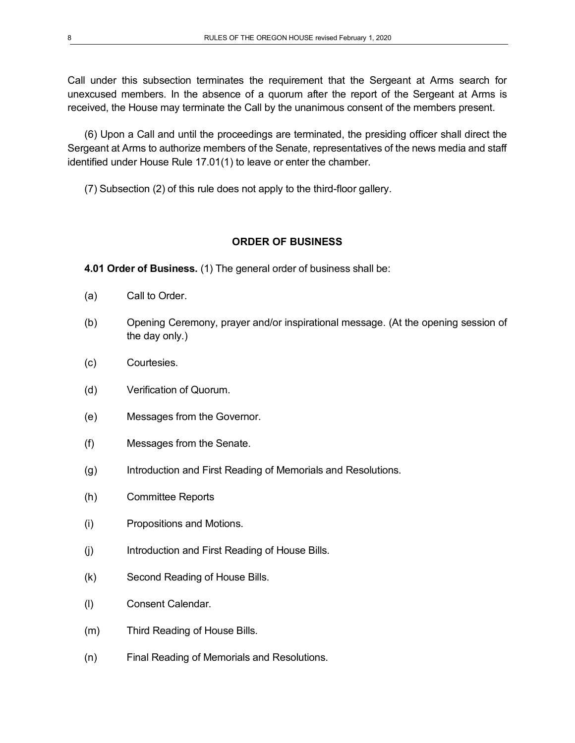Call under this subsection terminates the requirement that the Sergeant at Arms search for unexcused members. In the absence of a quorum after the report of the Sergeant at Arms is received, the House may terminate the Call by the unanimous consent of the members present.

(6) Upon a Call and until the proceedings are terminated, the presiding officer shall direct the Sergeant at Arms to authorize members of the Senate, representatives of the news media and staff identified under House Rule 17.01(1) to leave or enter the chamber.

(7) Subsection (2) of this rule does not apply to the third-floor gallery.

## ORDER OF BUSINESS

**4.01 Order of Business.** (1) The general order of business shall be:

(a) Call to Order.

(b) Opening Ceremony, prayer and/or inspirational message. (At the opening session of the day only.)

(c) Courtesies.

(d) Verification of Quorum.

(e) Messages from the Governor.

(f) Messages from the Senate.

(g) Introduction and First Reading of Memorials and Resolutions.

(h) Committee Reports

(i) Propositions and Motions.

(j) Introduction and First Reading of House Bills.

(k) Second Reading of House Bills.

(l) Consent Calendar.

(m) Third Reading of House Bills.

(n) Final Reading of Memorials and Resolutions.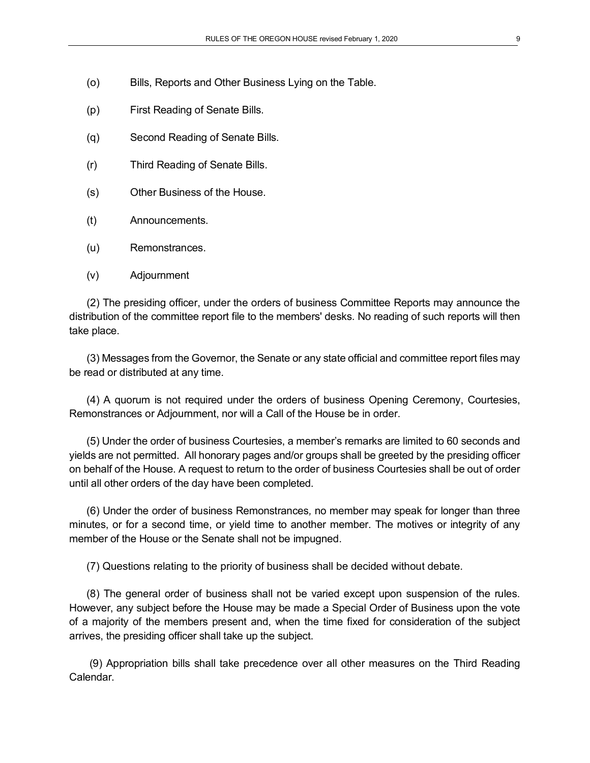(o) Bills, Reports and Other Business Lying on the Table.

(p) First Reading of Senate Bills.

(q) Second Reading of Senate Bills.

(r) Third Reading of Senate Bills.

(s) Other Business of the House.

(t) Announcements.

(u) Remonstrances.

(v) Adjournment

(2) The presiding officer, under the orders of business Committee Reports may announce the distribution of the committee report file to the members' desks. No reading of such reports will then take place.

(3) Messages from the Governor, the Senate or any state official and committee report files may be read or distributed at any time.

(4) A quorum is not required under the orders of business Opening Ceremony, Courtesies, Remonstrances or Adjournment, nor will a Call of the House be in order.

(5) Under the order of business Courtesies, a member's remarks are limited to 60 seconds and yields are not permitted. All honorary pages and/or groups shall be greeted by the presiding officer on behalf of the House. A request to return to the order of business Courtesies shall be out of order until all other orders of the day have been completed.

(6) Under the order of business Remonstrances*,* no member may speak for longer than three minutes, or for a second time, or yield time to another member. The motives or integrity of any member of the House or the Senate shall not be impugned.

(7) Questions relating to the priority of business shall be decided without debate.

(8) The general order of business shall not be varied except upon suspension of the rules. However, any subject before the House may be made a Special Order of Business upon the vote of a majority of the members present and, when the time fixed for consideration of the subject arrives, the presiding officer shall take up the subject.

(9) Appropriation bills shall take precedence over all other measures on the Third Reading Calendar.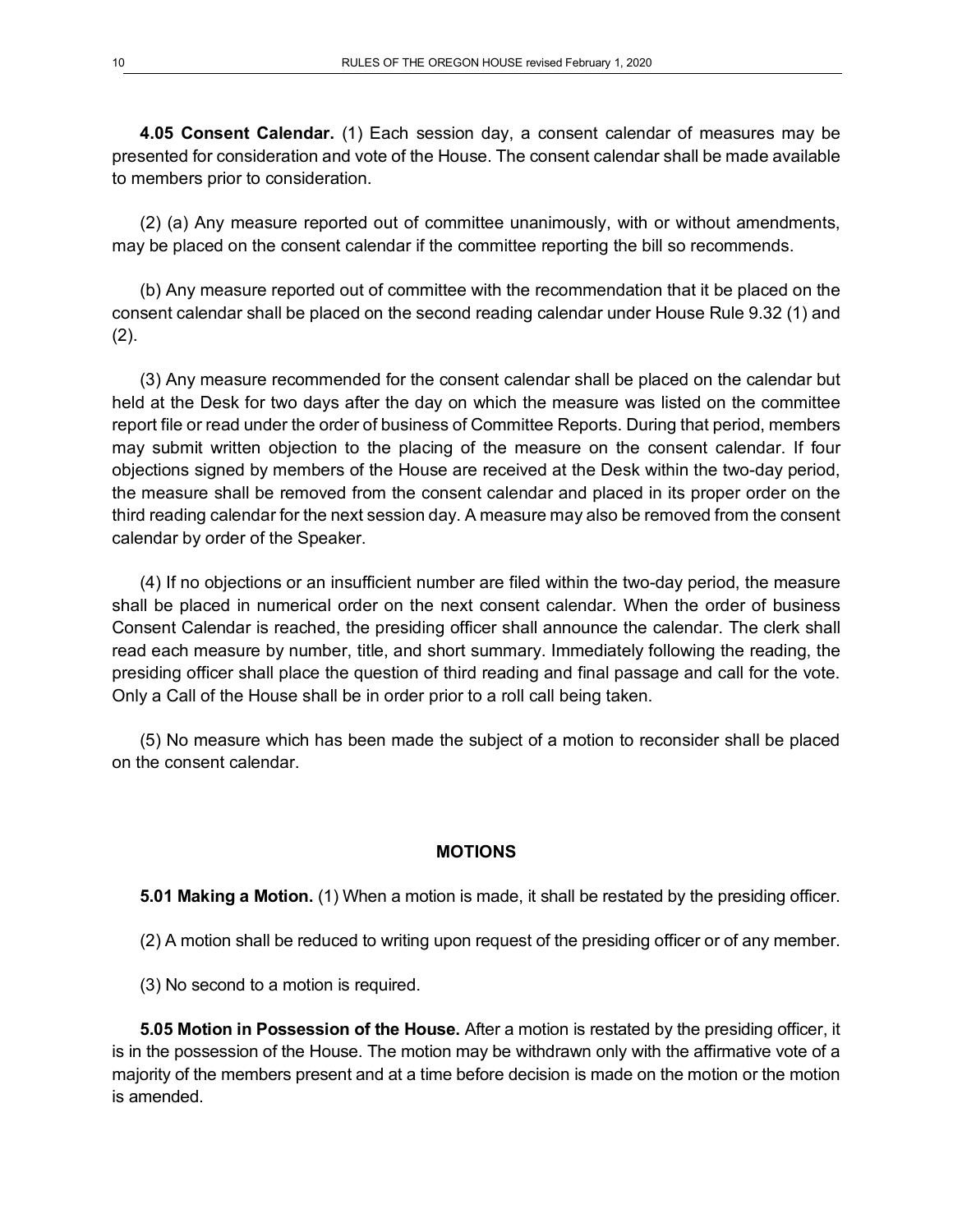**4.05 Consent Calendar.** (1) Each session day, a consent calendar of measures may be presented for consideration and vote of the House. The consent calendar shall be made available to members prior to consideration.

(2) (a) Any measure reported out of committee unanimously, with or without amendments, may be placed on the consent calendar if the committee reporting the bill so recommends.

(b) Any measure reported out of committee with the recommendation that it be placed on the consent calendar shall be placed on the second reading calendar under House Rule 9.32 (1) and (2).

(3) Any measure recommended for the consent calendar shall be placed on the calendar but held at the Desk for two days after the day on which the measure was listed on the committee report file or read under the order of business of Committee Reports. During that period, members may submit written objection to the placing of the measure on the consent calendar. If four objections signed by members of the House are received at the Desk within the two-day period, the measure shall be removed from the consent calendar and placed in its proper order on the third reading calendar for the next session day. A measure may also be removed from the consent calendar by order of the Speaker.

(4) If no objections or an insufficient number are filed within the two-day period, the measure shall be placed in numerical order on the next consent calendar. When the order of business Consent Calendar is reached, the presiding officer shall announce the calendar. The clerk shall read each measure by number, title, and short summary. Immediately following the reading, the presiding officer shall place the question of third reading and final passage and call for the vote. Only a Call of the House shall be in order prior to a roll call being taken.

(5) No measure which has been made the subject of a motion to reconsider shall be placed on the consent calendar.

## MOTIONS

**5.01 Making a Motion.** (1) When a motion is made, it shall be restated by the presiding officer.

(2) A motion shall be reduced to writing upon request of the presiding officer or of any member.

(3) No second to a motion is required.

**5.05 Motion in Possession of the House.** After a motion is restated by the presiding officer, it is in the possession of the House. The motion may be withdrawn only with the affirmative vote of a majority of the members present and at a time before decision is made on the motion or the motion is amended.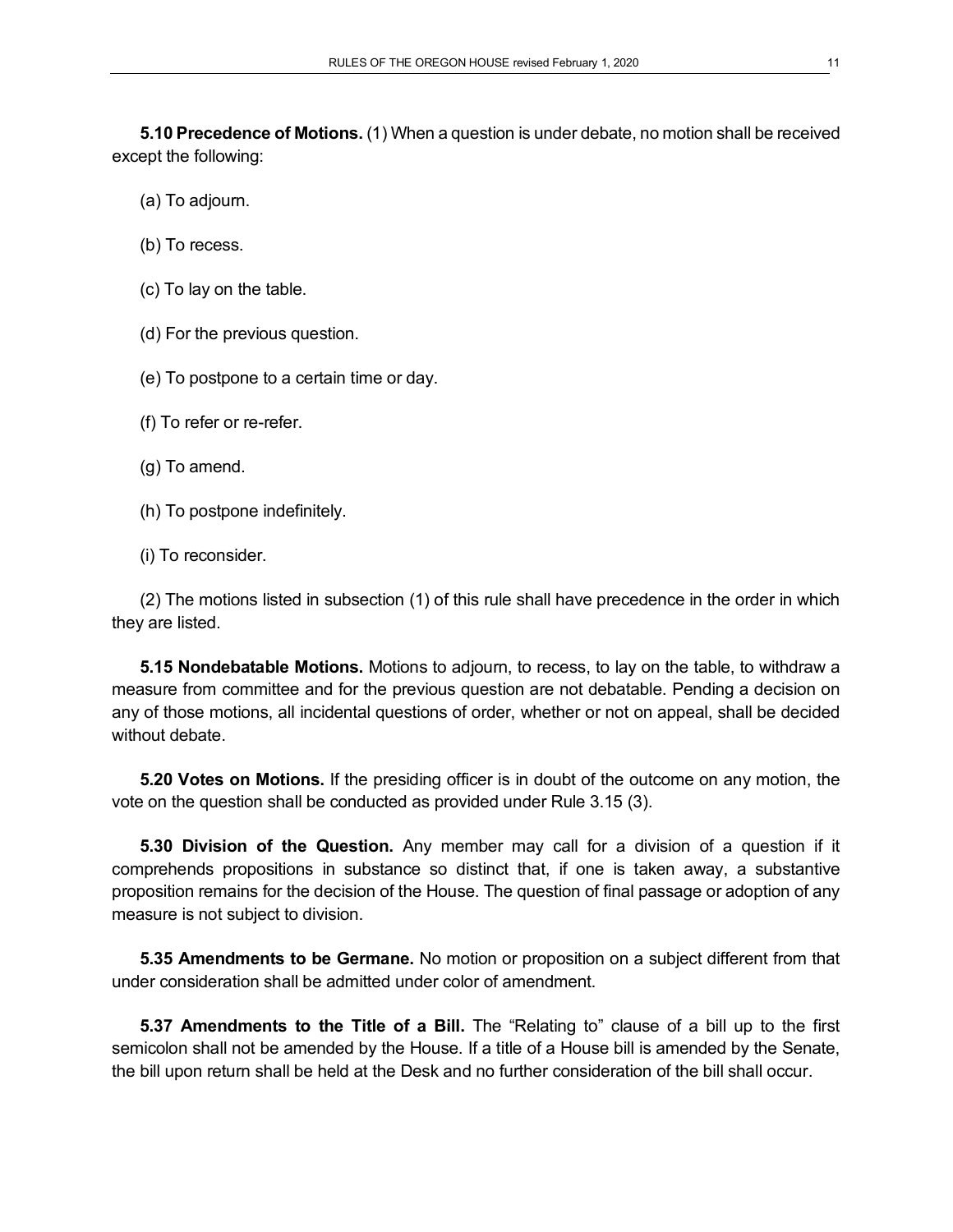**5.10 Precedence of Motions.** (1) When a question is under debate, no motion shall be received except the following:

(a) To adjourn.

(b) To recess.

(c) To lay on the table.

(d) For the previous question.

(e) To postpone to a certain time or day.

(f) To refer or re-refer.

(g) To amend.

(h) To postpone indefinitely.

(i) To reconsider.

(2) The motions listed in subsection (1) of this rule shall have precedence in the order in which they are listed.

**5.15 Nondebatable Motions.** Motions to adjourn, to recess, to lay on the table, to withdraw a measure from committee and for the previous question are not debatable. Pending a decision on any of those motions, all incidental questions of order, whether or not on appeal, shall be decided without debate.

**5.20 Votes on Motions.** If the presiding officer is in doubt of the outcome on any motion, the vote on the question shall be conducted as provided under Rule 3.15 (3).

**5.30 Division of the Question.** Any member may call for a division of a question if it comprehends propositions in substance so distinct that, if one is taken away, a substantive proposition remains for the decision of the House. The question of final passage or adoption of any measure is not subject to division.

**5.35 Amendments to be Germane.** No motion or proposition on a subject different from that under consideration shall be admitted under color of amendment.

**5.37 Amendments to the Title of a Bill.** The "Relating to" clause of a bill up to the first semicolon shall not be amended by the House. If a title of a House bill is amended by the Senate, the bill upon return shall be held at the Desk and no further consideration of the bill shall occur.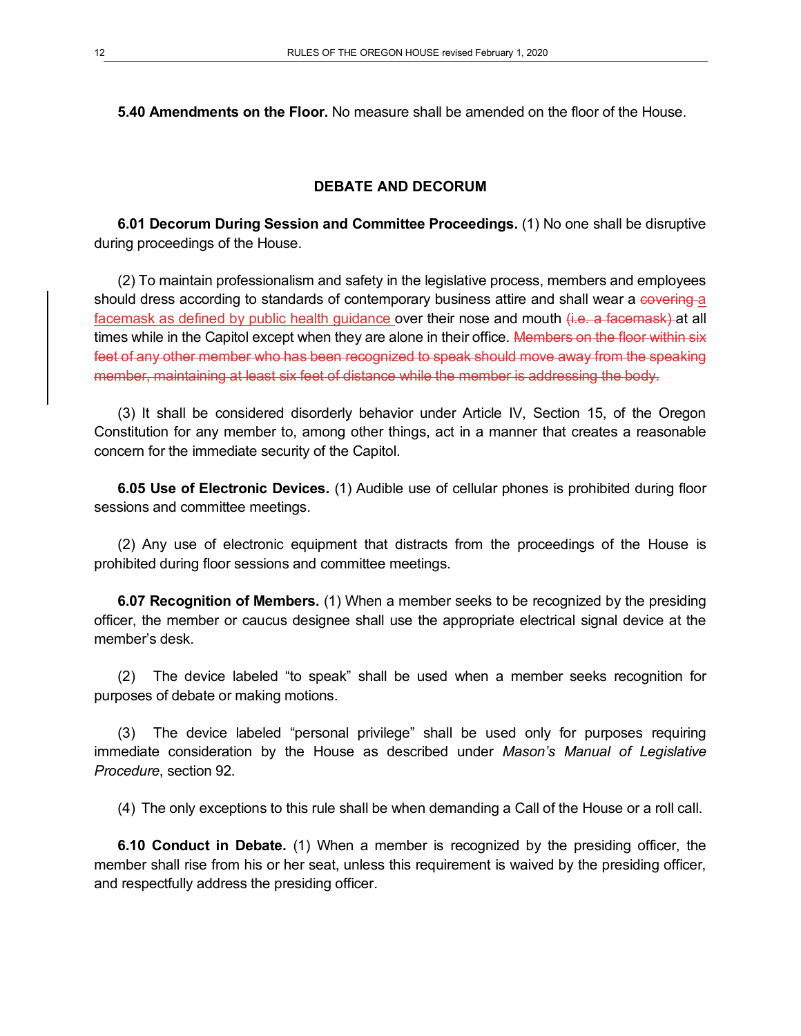**5.40 Amendments on the Floor.** No measure shall be amended on the floor of the House.

## DEBATE AND DECORUM

**6.01 Decorum During Session and Committee Proceedings.** (1) No one shall be disruptive during proceedings of the House.

(2) To maintain professionalism and safety in the legislative process, members and employees should dress according to standards of contemporary business attire and shall wear a ~~covering~~ <u>a facemask as defined by public health guidance</u> over their nose and mouth ~~(i.e. a facemask)~~ at all times while in the Capitol except when they are alone in their office. ~~Members on the floor within six feet of any other member who has been recognized to speak should move away from the speaking member, maintaining at least six feet of distance while the member is addressing the body.~~

(3) It shall be considered disorderly behavior under Article IV, Section 15, of the Oregon Constitution for any member to, among other things, act in a manner that creates a reasonable concern for the immediate security of the Capitol.

**6.05 Use of Electronic Devices.** (1) Audible use of cellular phones is prohibited during floor sessions and committee meetings.

(2) Any use of electronic equipment that distracts from the proceedings of the House is prohibited during floor sessions and committee meetings.

**6.07 Recognition of Members.** (1) When a member seeks to be recognized by the presiding officer, the member or caucus designee shall use the appropriate electrical signal device at the member's desk.

(2) The device labeled "to speak" shall be used when a member seeks recognition for purposes of debate or making motions.

(3) The device labeled "personal privilege" shall be used only for purposes requiring immediate consideration by the House as described under *Mason's Manual of Legislative Procedure*, section 92.

(4) The only exceptions to this rule shall be when demanding a Call of the House or a roll call.

**6.10 Conduct in Debate.** (1) When a member is recognized by the presiding officer, the member shall rise from his or her seat, unless this requirement is waived by the presiding officer, and respectfully address the presiding officer.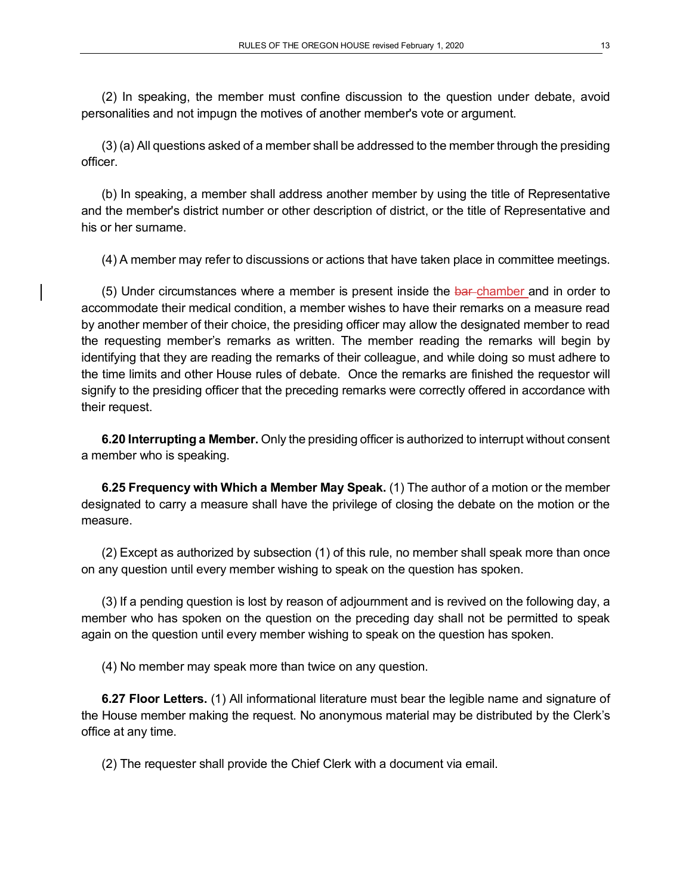(2) In speaking, the member must confine discussion to the question under debate, avoid personalities and not impugn the motives of another member's vote or argument.

(3) (a) All questions asked of a member shall be addressed to the member through the presiding officer.

(b) In speaking, a member shall address another member by using the title of Representative and the member's district number or other description of district, or the title of Representative and his or her surname.

(4) A member may refer to discussions or actions that have taken place in committee meetings.

(5) Under circumstances where a member is present inside the ~~bar~~ chamber and in order to accommodate their medical condition, a member wishes to have their remarks on a measure read by another member of their choice, the presiding officer may allow the designated member to read the requesting member's remarks as written. The member reading the remarks will begin by identifying that they are reading the remarks of their colleague, and while doing so must adhere to the time limits and other House rules of debate. Once the remarks are finished the requestor will signify to the presiding officer that the preceding remarks were correctly offered in accordance with their request.

**6.20 Interrupting a Member.** Only the presiding officer is authorized to interrupt without consent a member who is speaking.

**6.25 Frequency with Which a Member May Speak.** (1) The author of a motion or the member designated to carry a measure shall have the privilege of closing the debate on the motion or the measure.

(2) Except as authorized by subsection (1) of this rule, no member shall speak more than once on any question until every member wishing to speak on the question has spoken.

(3) If a pending question is lost by reason of adjournment and is revived on the following day, a member who has spoken on the question on the preceding day shall not be permitted to speak again on the question until every member wishing to speak on the question has spoken.

(4) No member may speak more than twice on any question.

**6.27 Floor Letters.** (1) All informational literature must bear the legible name and signature of the House member making the request. No anonymous material may be distributed by the Clerk's office at any time.

(2) The requester shall provide the Chief Clerk with a document via email.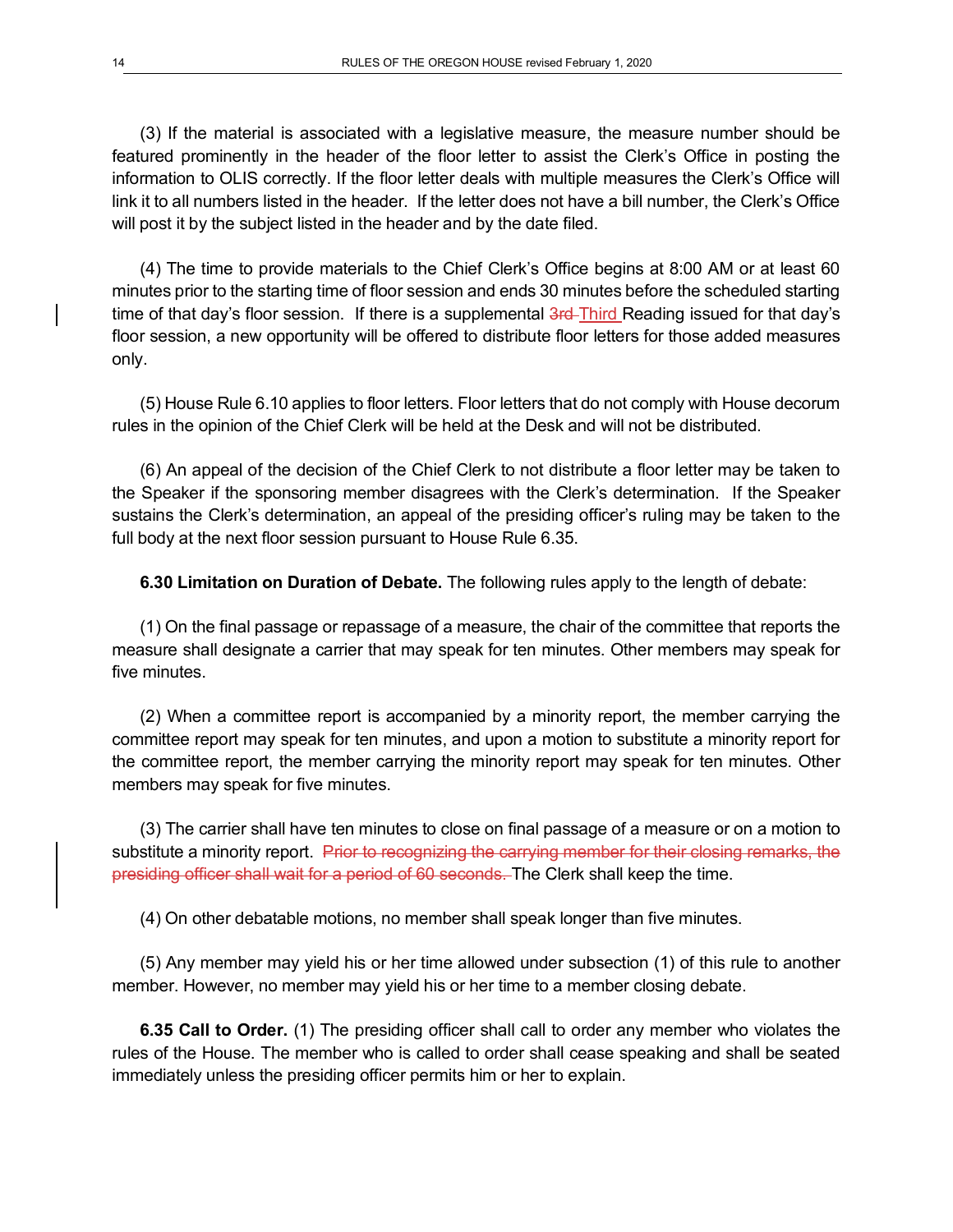(3) If the material is associated with a legislative measure, the measure number should be featured prominently in the header of the floor letter to assist the Clerk's Office in posting the information to OLIS correctly. If the floor letter deals with multiple measures the Clerk's Office will link it to all numbers listed in the header. If the letter does not have a bill number, the Clerk's Office will post it by the subject listed in the header and by the date filed.

(4) The time to provide materials to the Chief Clerk's Office begins at 8:00 AM or at least 60 minutes prior to the starting time of floor session and ends 30 minutes before the scheduled starting time of that day's floor session. If there is a supplemental ~~3rd~~ Third Reading issued for that day's floor session, a new opportunity will be offered to distribute floor letters for those added measures only.

(5) House Rule 6.10 applies to floor letters. Floor letters that do not comply with House decorum rules in the opinion of the Chief Clerk will be held at the Desk and will not be distributed.

(6) An appeal of the decision of the Chief Clerk to not distribute a floor letter may be taken to the Speaker if the sponsoring member disagrees with the Clerk's determination. If the Speaker sustains the Clerk's determination, an appeal of the presiding officer's ruling may be taken to the full body at the next floor session pursuant to House Rule 6.35.

**6.30 Limitation on Duration of Debate.** The following rules apply to the length of debate:

(1) On the final passage or repassage of a measure, the chair of the committee that reports the measure shall designate a carrier that may speak for ten minutes. Other members may speak for five minutes.

(2) When a committee report is accompanied by a minority report, the member carrying the committee report may speak for ten minutes, and upon a motion to substitute a minority report for the committee report, the member carrying the minority report may speak for ten minutes. Other members may speak for five minutes.

(3) The carrier shall have ten minutes to close on final passage of a measure or on a motion to substitute a minority report. ~~Prior to recognizing the carrying member for their closing remarks, the presiding officer shall wait for a period of 60 seconds.~~ The Clerk shall keep the time.

(4) On other debatable motions, no member shall speak longer than five minutes.

(5) Any member may yield his or her time allowed under subsection (1) of this rule to another member. However, no member may yield his or her time to a member closing debate.

**6.35 Call to Order.** (1) The presiding officer shall call to order any member who violates the rules of the House. The member who is called to order shall cease speaking and shall be seated immediately unless the presiding officer permits him or her to explain.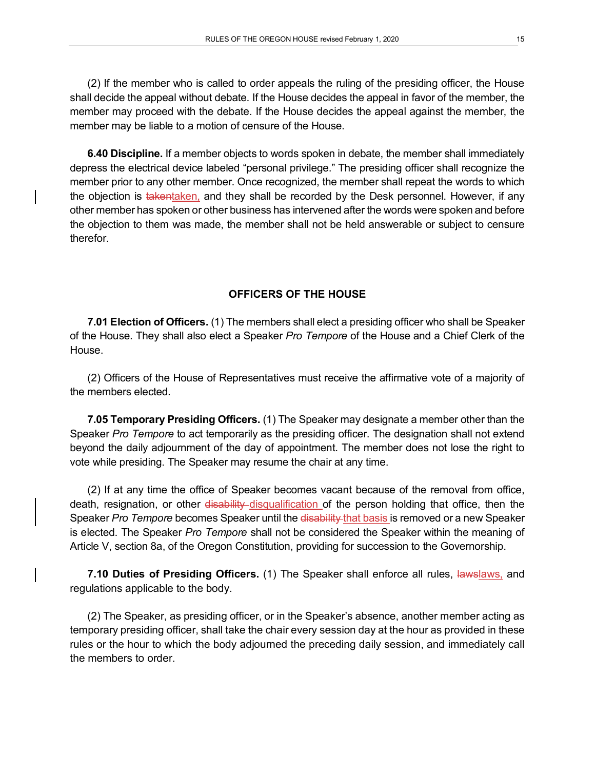(2) If the member who is called to order appeals the ruling of the presiding officer, the House shall decide the appeal without debate. If the House decides the appeal in favor of the member, the member may proceed with the debate. If the House decides the appeal against the member, the member may be liable to a motion of censure of the House.

**6.40 Discipline.** If a member objects to words spoken in debate, the member shall immediately depress the electrical device labeled "personal privilege." The presiding officer shall recognize the member prior to any other member. Once recognized, the member shall repeat the words to which the objection is ~~taken~~taken, and they shall be recorded by the Desk personnel. However, if any other member has spoken or other business has intervened after the words were spoken and before the objection to them was made, the member shall not be held answerable or subject to censure therefor.

## OFFICERS OF THE HOUSE

**7.01 Election of Officers.** (1) The members shall elect a presiding officer who shall be Speaker of the House. They shall also elect a Speaker *Pro Tempore* of the House and a Chief Clerk of the House.

(2) Officers of the House of Representatives must receive the affirmative vote of a majority of the members elected.

**7.05 Temporary Presiding Officers.** (1) The Speaker may designate a member other than the Speaker *Pro Tempore* to act temporarily as the presiding officer. The designation shall not extend beyond the daily adjournment of the day of appointment. The member does not lose the right to vote while presiding. The Speaker may resume the chair at any time.

(2) If at any time the office of Speaker becomes vacant because of the removal from office, death, resignation, or other ~~disability~~ disqualification of the person holding that office, then the Speaker *Pro Tempore* becomes Speaker until the ~~disability~~ that basis is removed or a new Speaker is elected. The Speaker *Pro Tempore* shall not be considered the Speaker within the meaning of Article V, section 8a, of the Oregon Constitution, providing for succession to the Governorship.

**7.10 Duties of Presiding Officers.** (1) The Speaker shall enforce all rules, ~~laws~~laws, and regulations applicable to the body.

(2) The Speaker, as presiding officer, or in the Speaker's absence, another member acting as temporary presiding officer, shall take the chair every session day at the hour as provided in these rules or the hour to which the body adjourned the preceding daily session, and immediately call the members to order.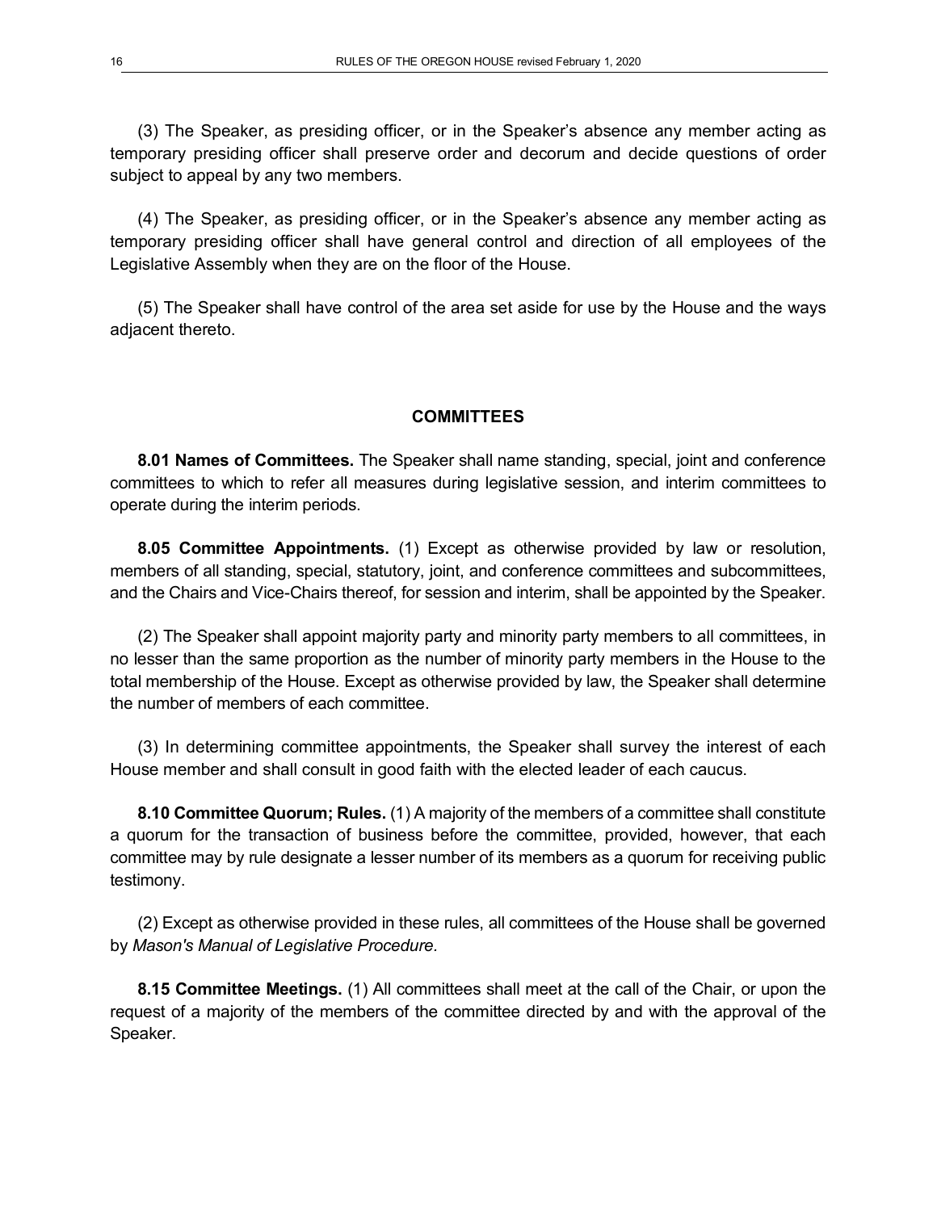(3) The Speaker, as presiding officer, or in the Speaker's absence any member acting as temporary presiding officer shall preserve order and decorum and decide questions of order subject to appeal by any two members.

(4) The Speaker, as presiding officer, or in the Speaker's absence any member acting as temporary presiding officer shall have general control and direction of all employees of the Legislative Assembly when they are on the floor of the House.

(5) The Speaker shall have control of the area set aside for use by the House and the ways adjacent thereto.

## COMMITTEES

**8.01 Names of Committees.** The Speaker shall name standing, special, joint and conference committees to which to refer all measures during legislative session, and interim committees to operate during the interim periods.

**8.05 Committee Appointments.** (1) Except as otherwise provided by law or resolution, members of all standing, special, statutory, joint, and conference committees and subcommittees, and the Chairs and Vice-Chairs thereof, for session and interim, shall be appointed by the Speaker.

(2) The Speaker shall appoint majority party and minority party members to all committees, in no lesser than the same proportion as the number of minority party members in the House to the total membership of the House. Except as otherwise provided by law, the Speaker shall determine the number of members of each committee.

(3) In determining committee appointments, the Speaker shall survey the interest of each House member and shall consult in good faith with the elected leader of each caucus.

**8.10 Committee Quorum; Rules.** (1) A majority of the members of a committee shall constitute a quorum for the transaction of business before the committee, provided, however, that each committee may by rule designate a lesser number of its members as a quorum for receiving public testimony.

(2) Except as otherwise provided in these rules, all committees of the House shall be governed by *Mason's Manual of Legislative Procedure*.

**8.15 Committee Meetings.** (1) All committees shall meet at the call of the Chair, or upon the request of a majority of the members of the committee directed by and with the approval of the Speaker.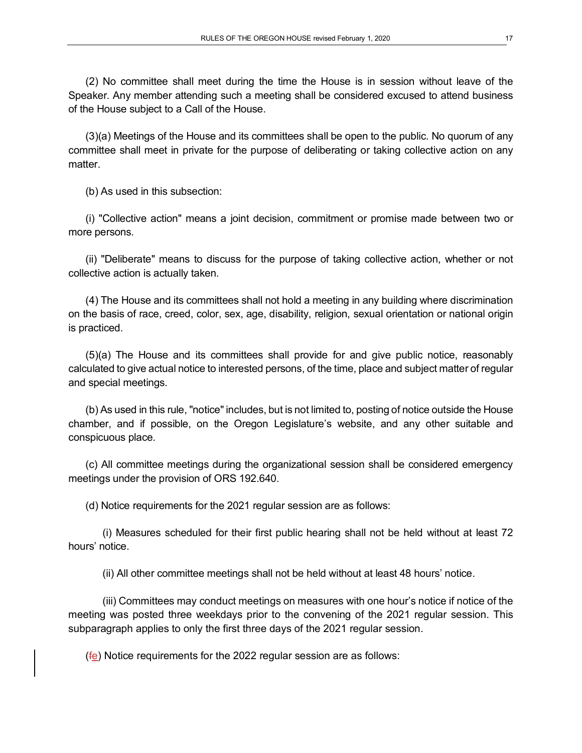(2) No committee shall meet during the time the House is in session without leave of the Speaker. Any member attending such a meeting shall be considered excused to attend business of the House subject to a Call of the House.

(3)(a) Meetings of the House and its committees shall be open to the public. No quorum of any committee shall meet in private for the purpose of deliberating or taking collective action on any matter.

(b) As used in this subsection:

(i) "Collective action" means a joint decision, commitment or promise made between two or more persons.

(ii) "Deliberate" means to discuss for the purpose of taking collective action, whether or not collective action is actually taken.

(4) The House and its committees shall not hold a meeting in any building where discrimination on the basis of race, creed, color, sex, age, disability, religion, sexual orientation or national origin is practiced.

(5)(a) The House and its committees shall provide for and give public notice, reasonably calculated to give actual notice to interested persons, of the time, place and subject matter of regular and special meetings.

(b) As used in this rule, "notice" includes, but is not limited to, posting of notice outside the House chamber, and if possible, on the Oregon Legislature's website, and any other suitable and conspicuous place.

(c) All committee meetings during the organizational session shall be considered emergency meetings under the provision of ORS 192.640.

(d) Notice requirements for the 2021 regular session are as follows:

(i) Measures scheduled for their first public hearing shall not be held without at least 72 hours' notice.

(ii) All other committee meetings shall not be held without at least 48 hours' notice.

(iii) Committees may conduct meetings on measures with one hour's notice if notice of the meeting was posted three weekdays prior to the convening of the 2021 regular session. This subparagraph applies to only the first three days of the 2021 regular session.

(~~f~~e) Notice requirements for the 2022 regular session are as follows: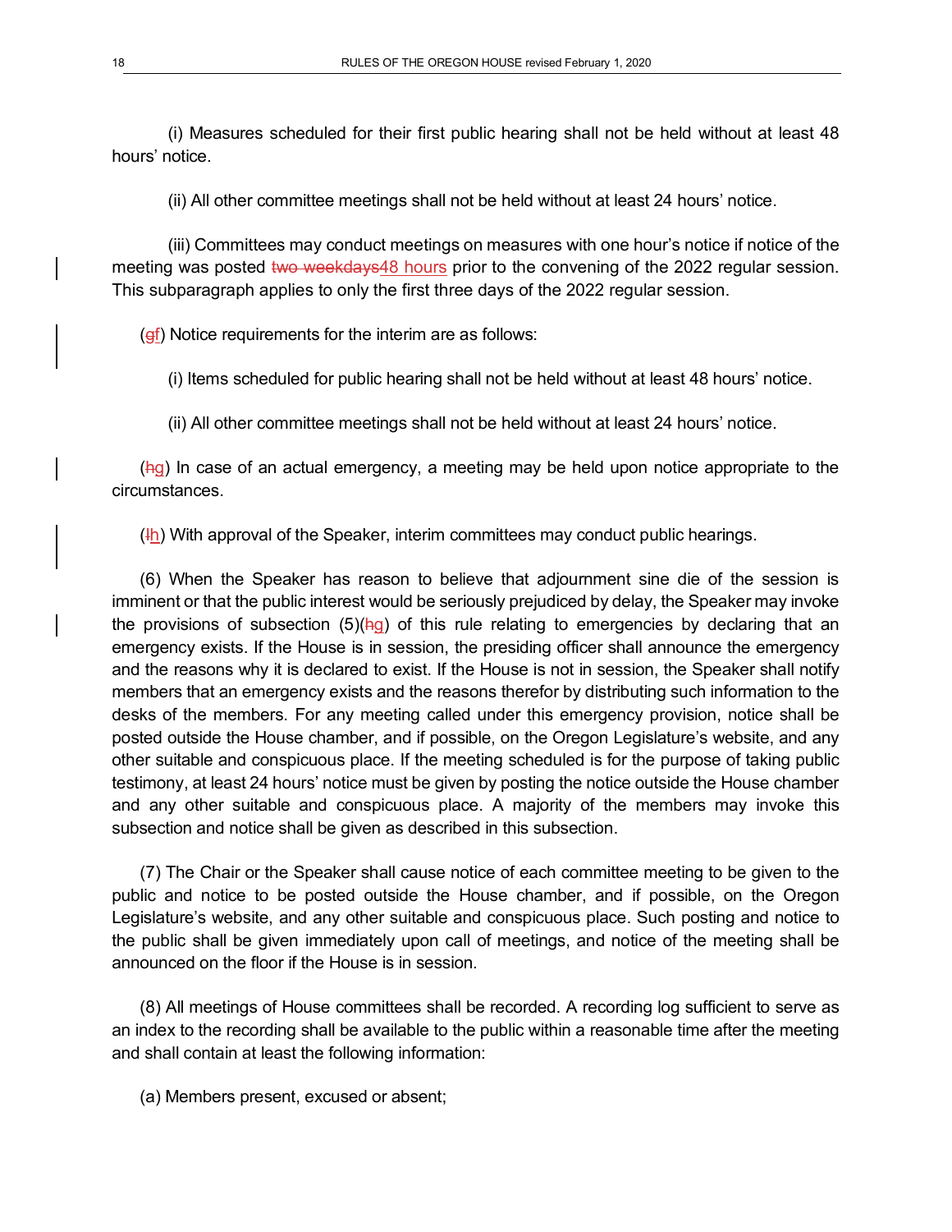(i) Measures scheduled for their first public hearing shall not be held without at least 48 hours' notice.

(ii) All other committee meetings shall not be held without at least 24 hours' notice.

(iii) Committees may conduct meetings on measures with one hour's notice if notice of the meeting was posted ~~two weekdays~~48 hours prior to the convening of the 2022 regular session. This subparagraph applies to only the first three days of the 2022 regular session.

(~~g~~f) Notice requirements for the interim are as follows:

(i) Items scheduled for public hearing shall not be held without at least 48 hours' notice.

(ii) All other committee meetings shall not be held without at least 24 hours' notice.

(~~h~~g) In case of an actual emergency, a meeting may be held upon notice appropriate to the circumstances.

(~~I~~h) With approval of the Speaker, interim committees may conduct public hearings.

(6) When the Speaker has reason to believe that adjournment sine die of the session is imminent or that the public interest would be seriously prejudiced by delay, the Speaker may invoke the provisions of subsection (5)(~~h~~g) of this rule relating to emergencies by declaring that an emergency exists. If the House is in session, the presiding officer shall announce the emergency and the reasons why it is declared to exist. If the House is not in session, the Speaker shall notify members that an emergency exists and the reasons therefor by distributing such information to the desks of the members. For any meeting called under this emergency provision, notice shall be posted outside the House chamber, and if possible, on the Oregon Legislature's website, and any other suitable and conspicuous place. If the meeting scheduled is for the purpose of taking public testimony, at least 24 hours' notice must be given by posting the notice outside the House chamber and any other suitable and conspicuous place. A majority of the members may invoke this subsection and notice shall be given as described in this subsection.

(7) The Chair or the Speaker shall cause notice of each committee meeting to be given to the public and notice to be posted outside the House chamber, and if possible, on the Oregon Legislature's website, and any other suitable and conspicuous place. Such posting and notice to the public shall be given immediately upon call of meetings, and notice of the meeting shall be announced on the floor if the House is in session.

(8) All meetings of House committees shall be recorded. A recording log sufficient to serve as an index to the recording shall be available to the public within a reasonable time after the meeting and shall contain at least the following information:

(a) Members present, excused or absent;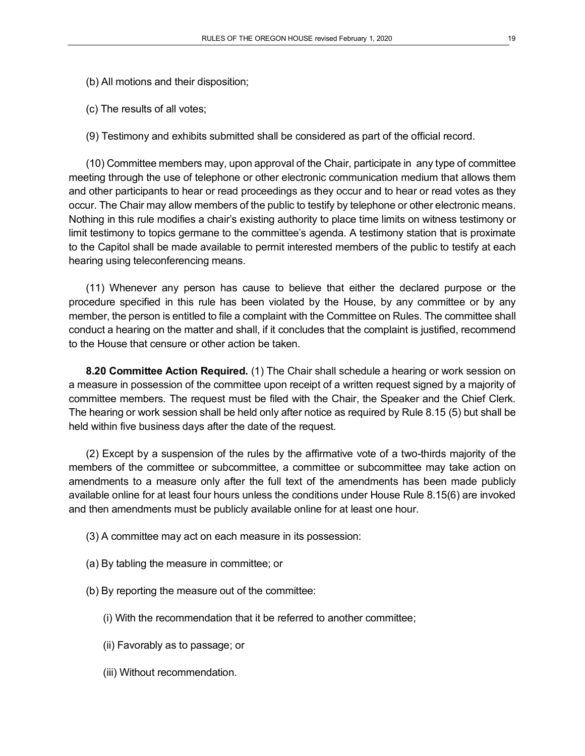(b) All motions and their disposition;

(c) The results of all votes;

(9) Testimony and exhibits submitted shall be considered as part of the official record.

(10) Committee members may, upon approval of the Chair, participate in any type of committee meeting through the use of telephone or other electronic communication medium that allows them and other participants to hear or read proceedings as they occur and to hear or read votes as they occur. The Chair may allow members of the public to testify by telephone or other electronic means. Nothing in this rule modifies a chair's existing authority to place time limits on witness testimony or limit testimony to topics germane to the committee's agenda. A testimony station that is proximate to the Capitol shall be made available to permit interested members of the public to testify at each hearing using teleconferencing means.

(11) Whenever any person has cause to believe that either the declared purpose or the procedure specified in this rule has been violated by the House, by any committee or by any member, the person is entitled to file a complaint with the Committee on Rules. The committee shall conduct a hearing on the matter and shall, if it concludes that the complaint is justified, recommend to the House that censure or other action be taken.

**8.20 Committee Action Required.** (1) The Chair shall schedule a hearing or work session on a measure in possession of the committee upon receipt of a written request signed by a majority of committee members. The request must be filed with the Chair, the Speaker and the Chief Clerk. The hearing or work session shall be held only after notice as required by Rule 8.15 (5) but shall be held within five business days after the date of the request.

(2) Except by a suspension of the rules by the affirmative vote of a two-thirds majority of the members of the committee or subcommittee, a committee or subcommittee may take action on amendments to a measure only after the full text of the amendments has been made publicly available online for at least four hours unless the conditions under House Rule 8.15(6) are invoked and then amendments must be publicly available online for at least one hour.

(3) A committee may act on each measure in its possession:

(a) By tabling the measure in committee; or

(b) By reporting the measure out of the committee:

(i) With the recommendation that it be referred to another committee;

(ii) Favorably as to passage; or

(iii) Without recommendation.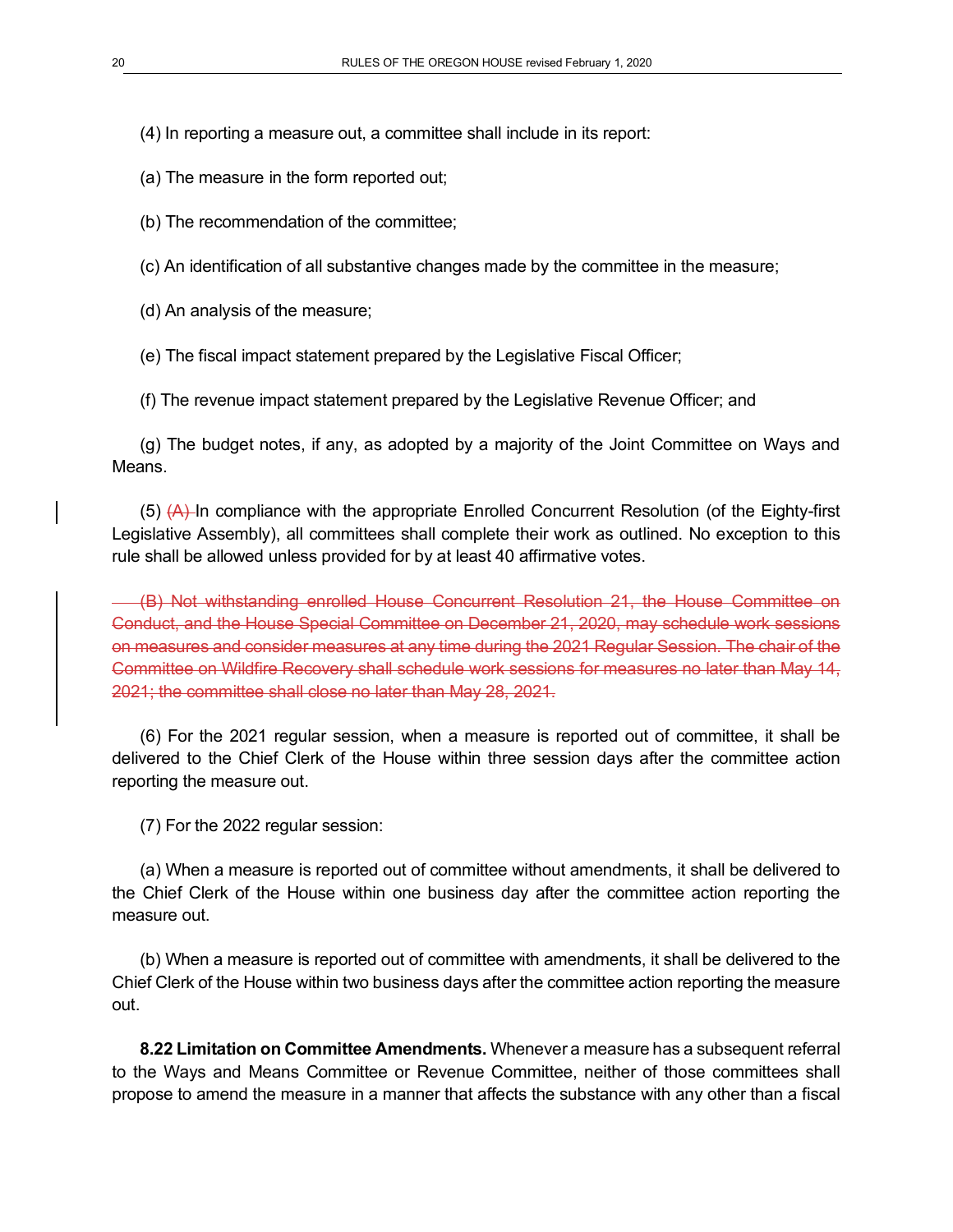(4) In reporting a measure out, a committee shall include in its report:

(a) The measure in the form reported out;

(b) The recommendation of the committee;

(c) An identification of all substantive changes made by the committee in the measure;

(d) An analysis of the measure;

(e) The fiscal impact statement prepared by the Legislative Fiscal Officer;

(f) The revenue impact statement prepared by the Legislative Revenue Officer; and

(g) The budget notes, if any, as adopted by a majority of the Joint Committee on Ways and Means.

(5) ~~(A)~~ In compliance with the appropriate Enrolled Concurrent Resolution (of the Eighty-first Legislative Assembly), all committees shall complete their work as outlined. No exception to this rule shall be allowed unless provided for by at least 40 affirmative votes.

~~(B) Not withstanding enrolled House Concurrent Resolution 21, the House Committee on Conduct, and the House Special Committee on December 21, 2020, may schedule work sessions on measures and consider measures at any time during the 2021 Regular Session. The chair of the Committee on Wildfire Recovery shall schedule work sessions for measures no later than May 14, 2021; the committee shall close no later than May 28, 2021.~~

(6) For the 2021 regular session, when a measure is reported out of committee, it shall be delivered to the Chief Clerk of the House within three session days after the committee action reporting the measure out.

(7) For the 2022 regular session:

(a) When a measure is reported out of committee without amendments, it shall be delivered to the Chief Clerk of the House within one business day after the committee action reporting the measure out.

(b) When a measure is reported out of committee with amendments, it shall be delivered to the Chief Clerk of the House within two business days after the committee action reporting the measure out.

**8.22 Limitation on Committee Amendments.** Whenever a measure has a subsequent referral to the Ways and Means Committee or Revenue Committee, neither of those committees shall propose to amend the measure in a manner that affects the substance with any other than a fiscal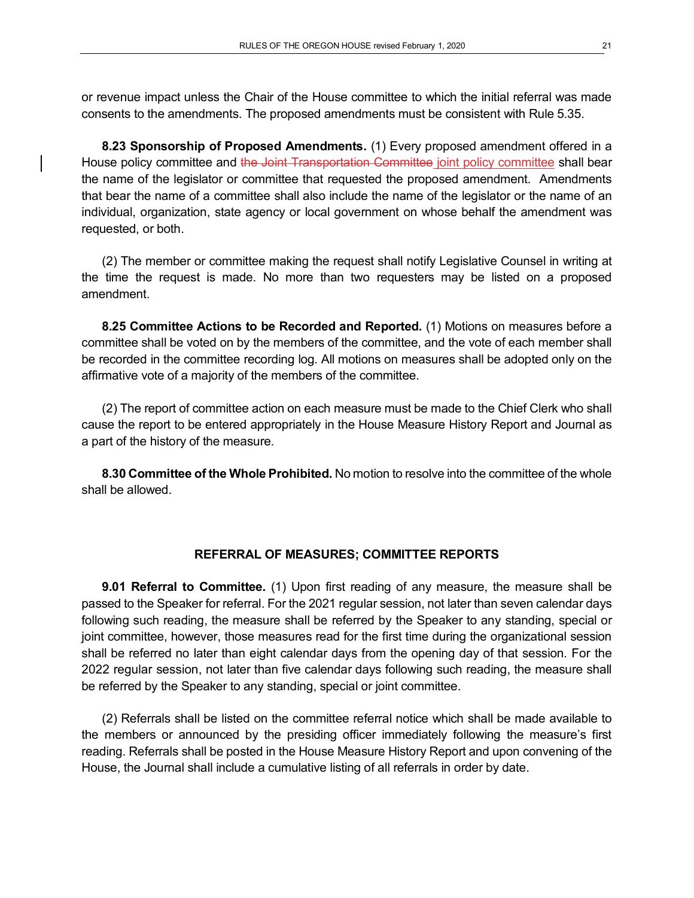or revenue impact unless the Chair of the House committee to which the initial referral was made consents to the amendments. The proposed amendments must be consistent with Rule 5.35.

**8.23 Sponsorship of Proposed Amendments.** (1) Every proposed amendment offered in a House policy committee and ~~the Joint Transportation Committee~~ joint policy committee shall bear the name of the legislator or committee that requested the proposed amendment. Amendments that bear the name of a committee shall also include the name of the legislator or the name of an individual, organization, state agency or local government on whose behalf the amendment was requested, or both.

(2) The member or committee making the request shall notify Legislative Counsel in writing at the time the request is made. No more than two requesters may be listed on a proposed amendment.

**8.25 Committee Actions to be Recorded and Reported.** (1) Motions on measures before a committee shall be voted on by the members of the committee, and the vote of each member shall be recorded in the committee recording log. All motions on measures shall be adopted only on the affirmative vote of a majority of the members of the committee.

(2) The report of committee action on each measure must be made to the Chief Clerk who shall cause the report to be entered appropriately in the House Measure History Report and Journal as a part of the history of the measure.

**8.30 Committee of the Whole Prohibited.** No motion to resolve into the committee of the whole shall be allowed.

## REFERRAL OF MEASURES; COMMITTEE REPORTS

**9.01 Referral to Committee.** (1) Upon first reading of any measure, the measure shall be passed to the Speaker for referral. For the 2021 regular session, not later than seven calendar days following such reading, the measure shall be referred by the Speaker to any standing, special or joint committee, however, those measures read for the first time during the organizational session shall be referred no later than eight calendar days from the opening day of that session. For the 2022 regular session, not later than five calendar days following such reading, the measure shall be referred by the Speaker to any standing, special or joint committee.

(2) Referrals shall be listed on the committee referral notice which shall be made available to the members or announced by the presiding officer immediately following the measure's first reading. Referrals shall be posted in the House Measure History Report and upon convening of the House, the Journal shall include a cumulative listing of all referrals in order by date.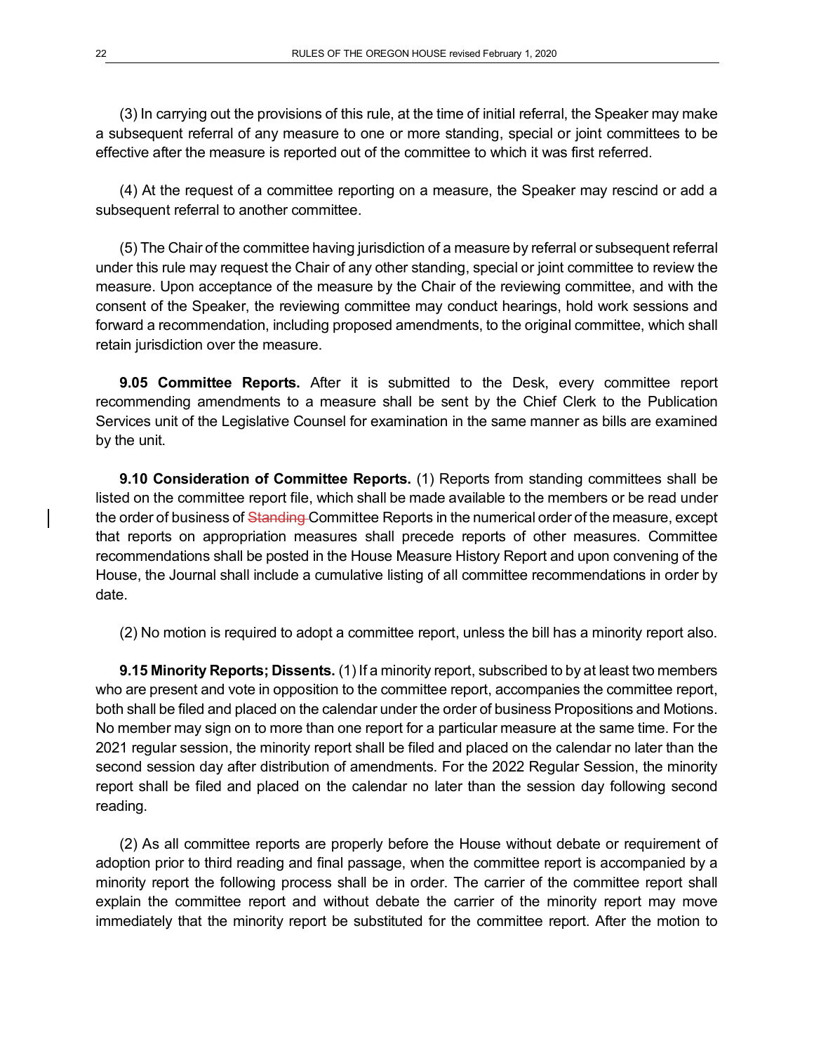(3) In carrying out the provisions of this rule, at the time of initial referral, the Speaker may make a subsequent referral of any measure to one or more standing, special or joint committees to be effective after the measure is reported out of the committee to which it was first referred.

(4) At the request of a committee reporting on a measure, the Speaker may rescind or add a subsequent referral to another committee.

(5) The Chair of the committee having jurisdiction of a measure by referral or subsequent referral under this rule may request the Chair of any other standing, special or joint committee to review the measure. Upon acceptance of the measure by the Chair of the reviewing committee, and with the consent of the Speaker, the reviewing committee may conduct hearings, hold work sessions and forward a recommendation, including proposed amendments, to the original committee, which shall retain jurisdiction over the measure.

**9.05 Committee Reports.** After it is submitted to the Desk, every committee report recommending amendments to a measure shall be sent by the Chief Clerk to the Publication Services unit of the Legislative Counsel for examination in the same manner as bills are examined by the unit.

**9.10 Consideration of Committee Reports.** (1) Reports from standing committees shall be listed on the committee report file, which shall be made available to the members or be read under the order of business of ~~Standing~~ Committee Reports in the numerical order of the measure, except that reports on appropriation measures shall precede reports of other measures. Committee recommendations shall be posted in the House Measure History Report and upon convening of the House, the Journal shall include a cumulative listing of all committee recommendations in order by date.

(2) No motion is required to adopt a committee report, unless the bill has a minority report also.

**9.15 Minority Reports; Dissents.** (1) If a minority report, subscribed to by at least two members who are present and vote in opposition to the committee report, accompanies the committee report, both shall be filed and placed on the calendar under the order of business Propositions and Motions. No member may sign on to more than one report for a particular measure at the same time. For the 2021 regular session, the minority report shall be filed and placed on the calendar no later than the second session day after distribution of amendments. For the 2022 Regular Session, the minority report shall be filed and placed on the calendar no later than the session day following second reading.

(2) As all committee reports are properly before the House without debate or requirement of adoption prior to third reading and final passage, when the committee report is accompanied by a minority report the following process shall be in order. The carrier of the committee report shall explain the committee report and without debate the carrier of the minority report may move immediately that the minority report be substituted for the committee report. After the motion to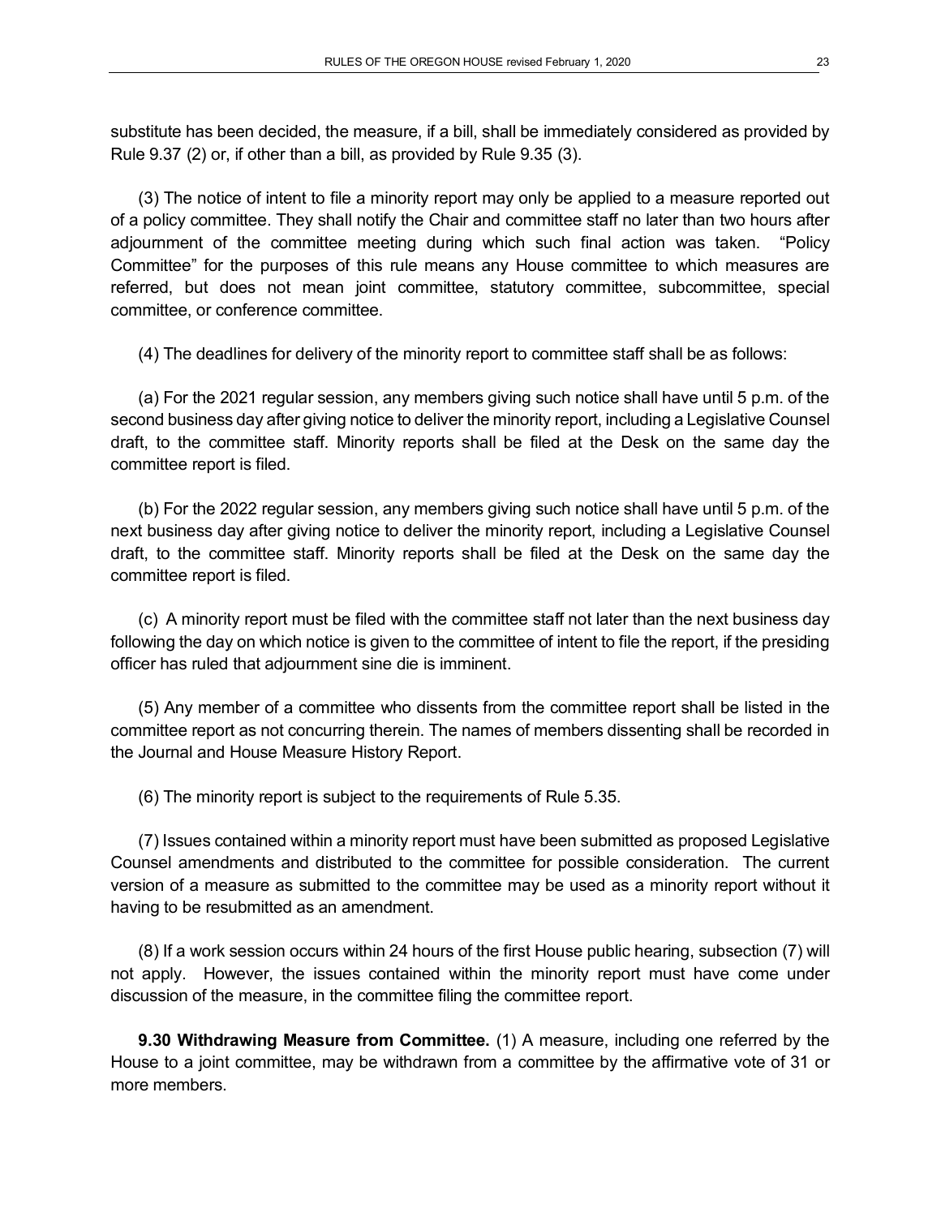substitute has been decided, the measure, if a bill, shall be immediately considered as provided by Rule 9.37 (2) or, if other than a bill, as provided by Rule 9.35 (3).

(3) The notice of intent to file a minority report may only be applied to a measure reported out of a policy committee. They shall notify the Chair and committee staff no later than two hours after adjournment of the committee meeting during which such final action was taken. "Policy Committee" for the purposes of this rule means any House committee to which measures are referred, but does not mean joint committee, statutory committee, subcommittee, special committee, or conference committee.

(4) The deadlines for delivery of the minority report to committee staff shall be as follows:

(a) For the 2021 regular session, any members giving such notice shall have until 5 p.m. of the second business day after giving notice to deliver the minority report, including a Legislative Counsel draft, to the committee staff. Minority reports shall be filed at the Desk on the same day the committee report is filed.

(b) For the 2022 regular session, any members giving such notice shall have until 5 p.m. of the next business day after giving notice to deliver the minority report, including a Legislative Counsel draft, to the committee staff. Minority reports shall be filed at the Desk on the same day the committee report is filed.

(c) A minority report must be filed with the committee staff not later than the next business day following the day on which notice is given to the committee of intent to file the report, if the presiding officer has ruled that adjournment sine die is imminent.

(5) Any member of a committee who dissents from the committee report shall be listed in the committee report as not concurring therein. The names of members dissenting shall be recorded in the Journal and House Measure History Report.

(6) The minority report is subject to the requirements of Rule 5.35.

(7) Issues contained within a minority report must have been submitted as proposed Legislative Counsel amendments and distributed to the committee for possible consideration. The current version of a measure as submitted to the committee may be used as a minority report without it having to be resubmitted as an amendment.

(8) If a work session occurs within 24 hours of the first House public hearing, subsection (7) will not apply. However, the issues contained within the minority report must have come under discussion of the measure, in the committee filing the committee report.

**9.30 Withdrawing Measure from Committee.** (1) A measure, including one referred by the House to a joint committee, may be withdrawn from a committee by the affirmative vote of 31 or more members.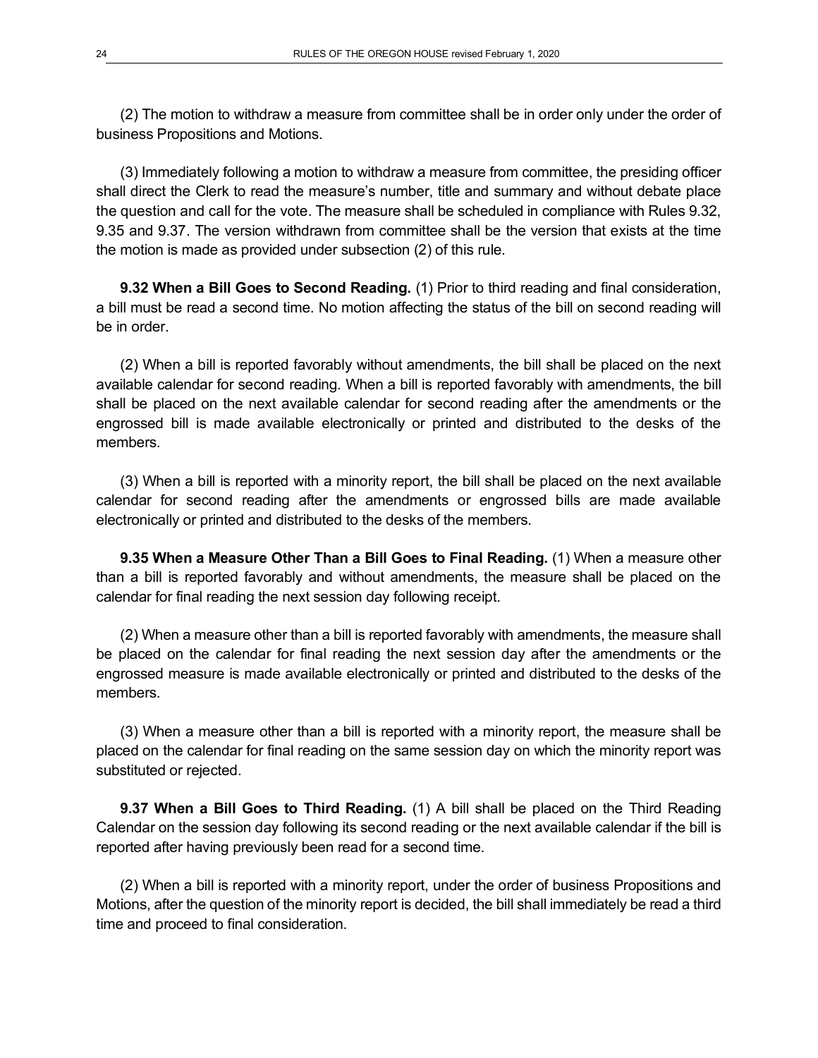(2) The motion to withdraw a measure from committee shall be in order only under the order of business Propositions and Motions.

(3) Immediately following a motion to withdraw a measure from committee, the presiding officer shall direct the Clerk to read the measure's number, title and summary and without debate place the question and call for the vote. The measure shall be scheduled in compliance with Rules 9.32, 9.35 and 9.37. The version withdrawn from committee shall be the version that exists at the time the motion is made as provided under subsection (2) of this rule.

**9.32 When a Bill Goes to Second Reading.** (1) Prior to third reading and final consideration, a bill must be read a second time. No motion affecting the status of the bill on second reading will be in order.

(2) When a bill is reported favorably without amendments, the bill shall be placed on the next available calendar for second reading. When a bill is reported favorably with amendments, the bill shall be placed on the next available calendar for second reading after the amendments or the engrossed bill is made available electronically or printed and distributed to the desks of the members.

(3) When a bill is reported with a minority report, the bill shall be placed on the next available calendar for second reading after the amendments or engrossed bills are made available electronically or printed and distributed to the desks of the members.

**9.35 When a Measure Other Than a Bill Goes to Final Reading.** (1) When a measure other than a bill is reported favorably and without amendments, the measure shall be placed on the calendar for final reading the next session day following receipt.

(2) When a measure other than a bill is reported favorably with amendments, the measure shall be placed on the calendar for final reading the next session day after the amendments or the engrossed measure is made available electronically or printed and distributed to the desks of the members.

(3) When a measure other than a bill is reported with a minority report, the measure shall be placed on the calendar for final reading on the same session day on which the minority report was substituted or rejected.

**9.37 When a Bill Goes to Third Reading.** (1) A bill shall be placed on the Third Reading Calendar on the session day following its second reading or the next available calendar if the bill is reported after having previously been read for a second time.

(2) When a bill is reported with a minority report, under the order of business Propositions and Motions, after the question of the minority report is decided, the bill shall immediately be read a third time and proceed to final consideration.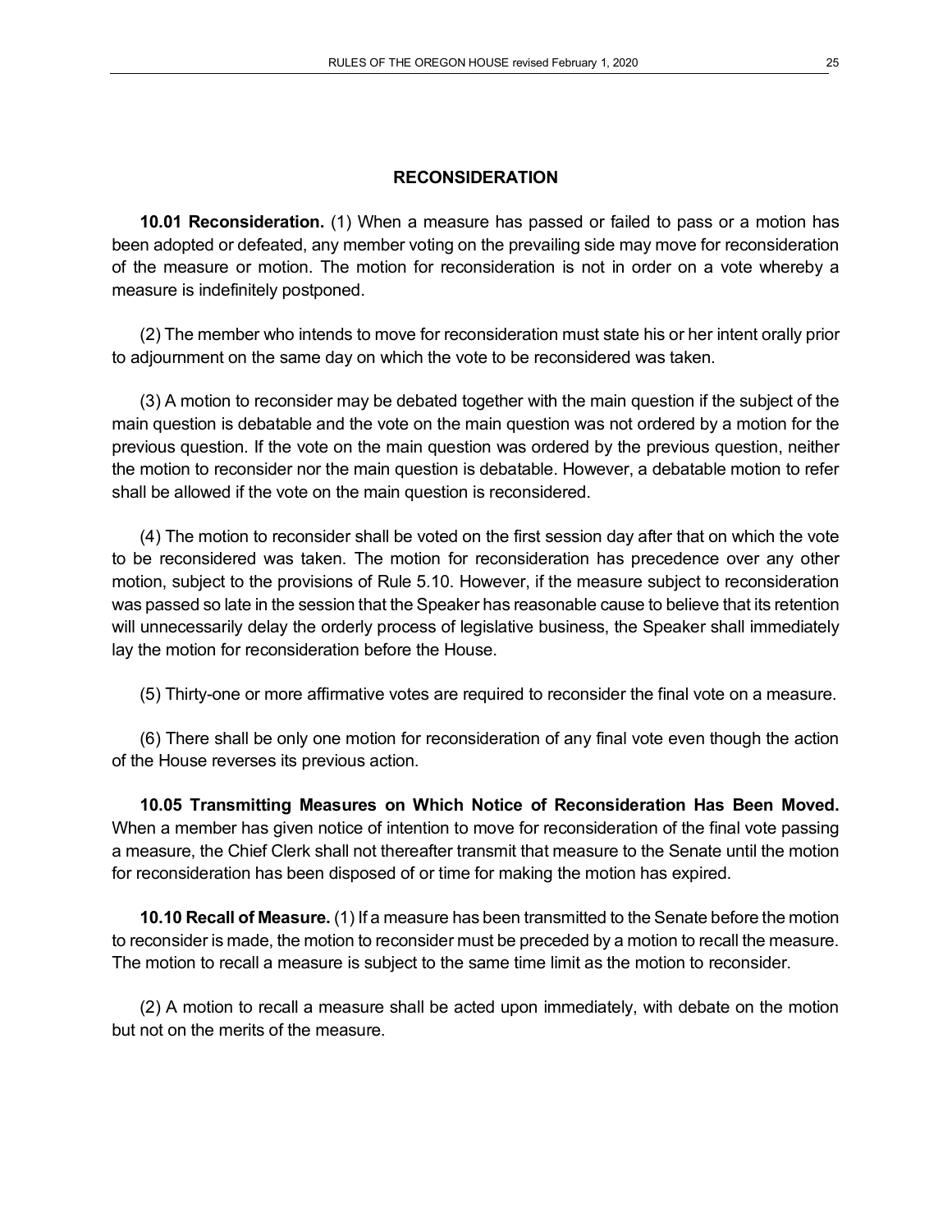## RECONSIDERATION

**10.01 Reconsideration.** (1) When a measure has passed or failed to pass or a motion has been adopted or defeated, any member voting on the prevailing side may move for reconsideration of the measure or motion. The motion for reconsideration is not in order on a vote whereby a measure is indefinitely postponed.

(2) The member who intends to move for reconsideration must state his or her intent orally prior to adjournment on the same day on which the vote to be reconsidered was taken.

(3) A motion to reconsider may be debated together with the main question if the subject of the main question is debatable and the vote on the main question was not ordered by a motion for the previous question. If the vote on the main question was ordered by the previous question, neither the motion to reconsider nor the main question is debatable. However, a debatable motion to refer shall be allowed if the vote on the main question is reconsidered.

(4) The motion to reconsider shall be voted on the first session day after that on which the vote to be reconsidered was taken. The motion for reconsideration has precedence over any other motion, subject to the provisions of Rule 5.10. However, if the measure subject to reconsideration was passed so late in the session that the Speaker has reasonable cause to believe that its retention will unnecessarily delay the orderly process of legislative business, the Speaker shall immediately lay the motion for reconsideration before the House.

(5) Thirty-one or more affirmative votes are required to reconsider the final vote on a measure.

(6) There shall be only one motion for reconsideration of any final vote even though the action of the House reverses its previous action.

**10.05 Transmitting Measures on Which Notice of Reconsideration Has Been Moved.** When a member has given notice of intention to move for reconsideration of the final vote passing a measure, the Chief Clerk shall not thereafter transmit that measure to the Senate until the motion for reconsideration has been disposed of or time for making the motion has expired.

**10.10 Recall of Measure.** (1) If a measure has been transmitted to the Senate before the motion to reconsider is made, the motion to reconsider must be preceded by a motion to recall the measure. The motion to recall a measure is subject to the same time limit as the motion to reconsider.

(2) A motion to recall a measure shall be acted upon immediately, with debate on the motion but not on the merits of the measure.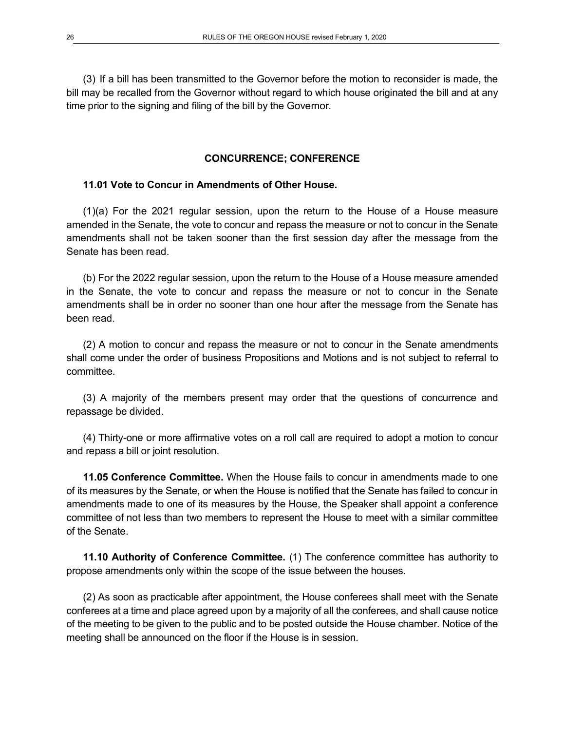(3) If a bill has been transmitted to the Governor before the motion to reconsider is made, the bill may be recalled from the Governor without regard to which house originated the bill and at any time prior to the signing and filing of the bill by the Governor.

## CONCURRENCE; CONFERENCE

**11.01 Vote to Concur in Amendments of Other House.**

(1)(a) For the 2021 regular session, upon the return to the House of a House measure amended in the Senate, the vote to concur and repass the measure or not to concur in the Senate amendments shall not be taken sooner than the first session day after the message from the Senate has been read.

(b) For the 2022 regular session, upon the return to the House of a House measure amended in the Senate, the vote to concur and repass the measure or not to concur in the Senate amendments shall be in order no sooner than one hour after the message from the Senate has been read.

(2) A motion to concur and repass the measure or not to concur in the Senate amendments shall come under the order of business Propositions and Motions and is not subject to referral to committee.

(3) A majority of the members present may order that the questions of concurrence and repassage be divided.

(4) Thirty-one or more affirmative votes on a roll call are required to adopt a motion to concur and repass a bill or joint resolution.

**11.05 Conference Committee.** When the House fails to concur in amendments made to one of its measures by the Senate, or when the House is notified that the Senate has failed to concur in amendments made to one of its measures by the House, the Speaker shall appoint a conference committee of not less than two members to represent the House to meet with a similar committee of the Senate.

**11.10 Authority of Conference Committee.** (1) The conference committee has authority to propose amendments only within the scope of the issue between the houses.

(2) As soon as practicable after appointment, the House conferees shall meet with the Senate conferees at a time and place agreed upon by a majority of all the conferees, and shall cause notice of the meeting to be given to the public and to be posted outside the House chamber. Notice of the meeting shall be announced on the floor if the House is in session.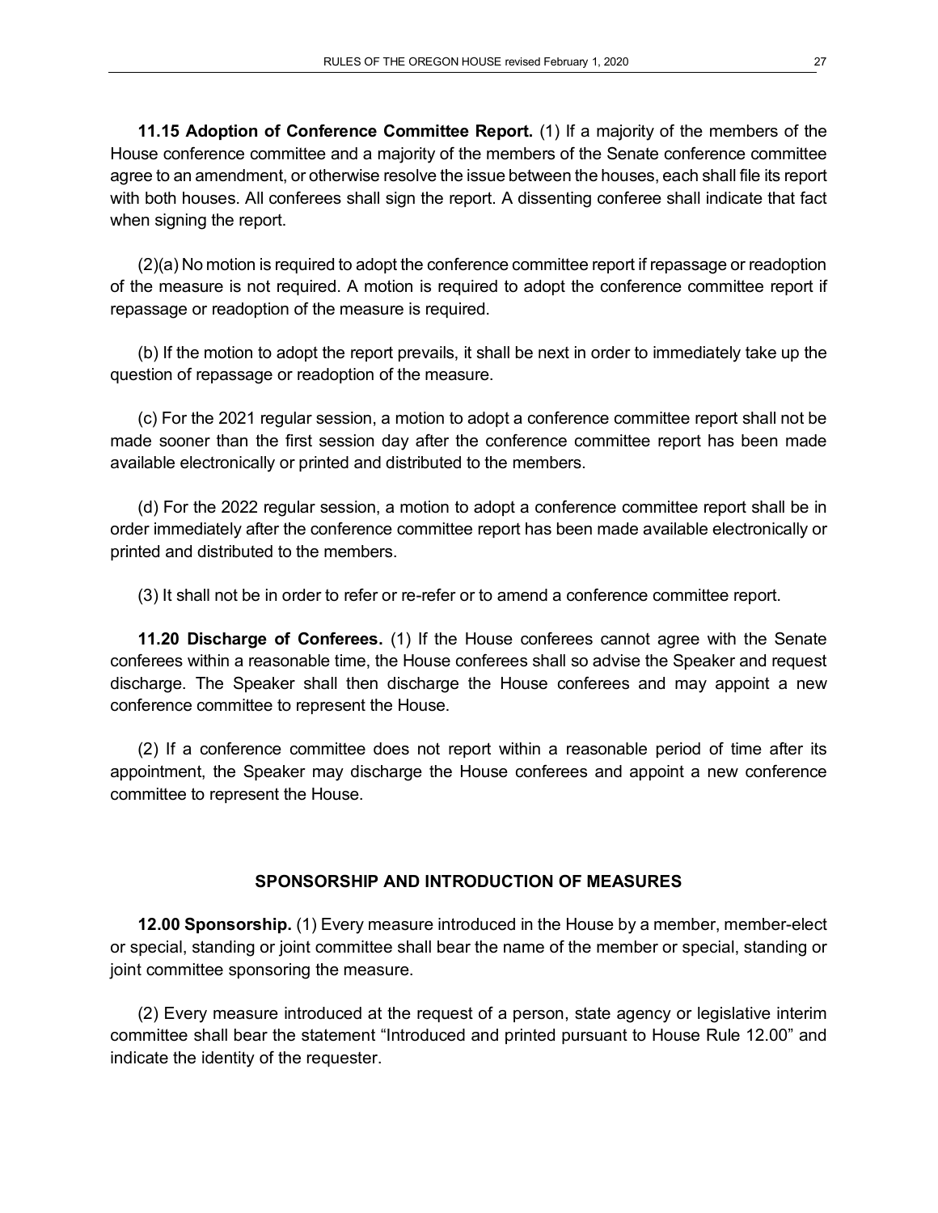**11.15 Adoption of Conference Committee Report.** (1) If a majority of the members of the House conference committee and a majority of the members of the Senate conference committee agree to an amendment, or otherwise resolve the issue between the houses, each shall file its report with both houses. All conferees shall sign the report. A dissenting conferee shall indicate that fact when signing the report.

(2)(a) No motion is required to adopt the conference committee report if repassage or readoption of the measure is not required. A motion is required to adopt the conference committee report if repassage or readoption of the measure is required.

(b) If the motion to adopt the report prevails, it shall be next in order to immediately take up the question of repassage or readoption of the measure.

(c) For the 2021 regular session, a motion to adopt a conference committee report shall not be made sooner than the first session day after the conference committee report has been made available electronically or printed and distributed to the members.

(d) For the 2022 regular session, a motion to adopt a conference committee report shall be in order immediately after the conference committee report has been made available electronically or printed and distributed to the members.

(3) It shall not be in order to refer or re-refer or to amend a conference committee report.

**11.20 Discharge of Conferees.** (1) If the House conferees cannot agree with the Senate conferees within a reasonable time, the House conferees shall so advise the Speaker and request discharge. The Speaker shall then discharge the House conferees and may appoint a new conference committee to represent the House.

(2) If a conference committee does not report within a reasonable period of time after its appointment, the Speaker may discharge the House conferees and appoint a new conference committee to represent the House.

## SPONSORSHIP AND INTRODUCTION OF MEASURES

**12.00 Sponsorship.** (1) Every measure introduced in the House by a member, member-elect or special, standing or joint committee shall bear the name of the member or special, standing or joint committee sponsoring the measure.

(2) Every measure introduced at the request of a person, state agency or legislative interim committee shall bear the statement "Introduced and printed pursuant to House Rule 12.00" and indicate the identity of the requester.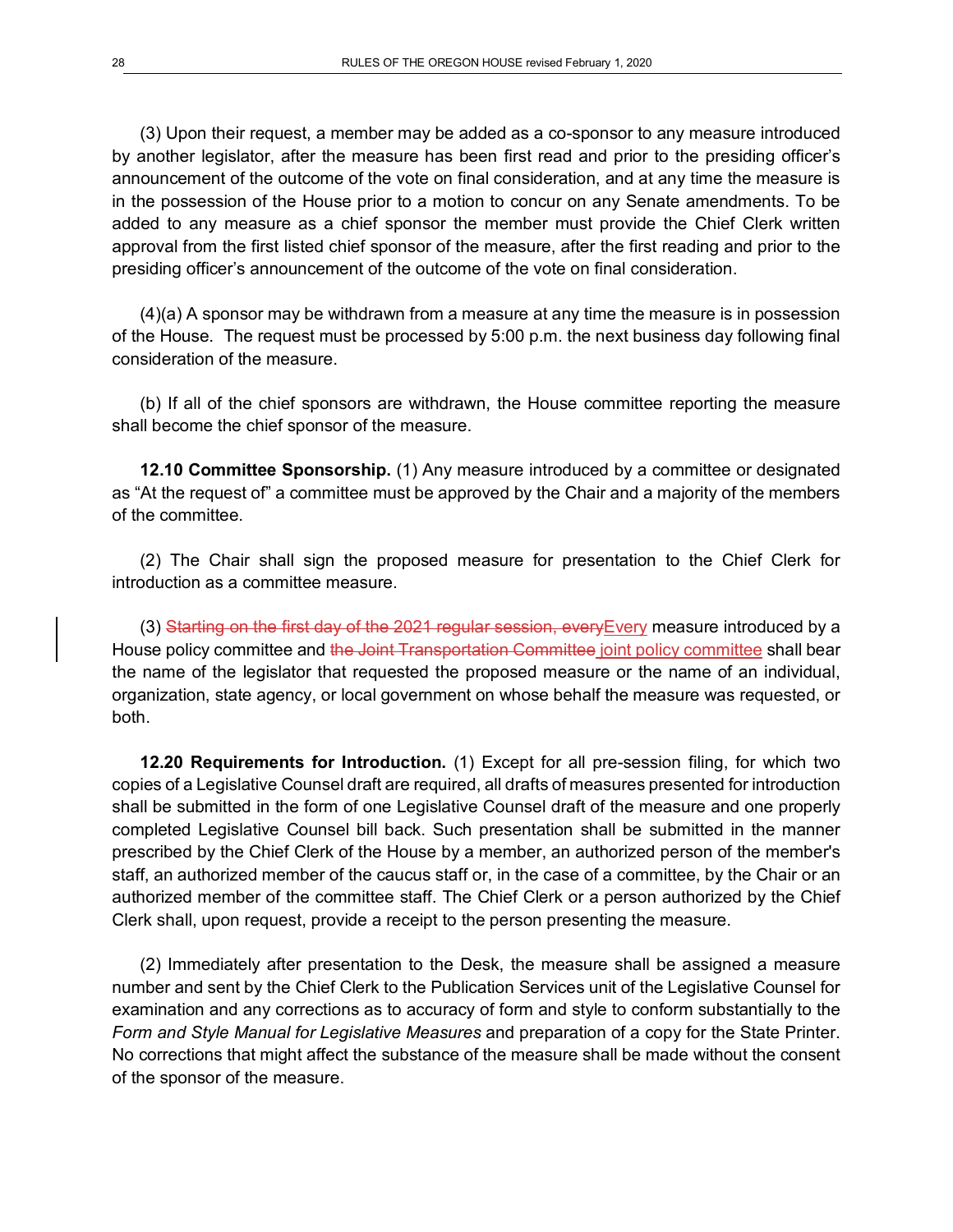(3) Upon their request, a member may be added as a co-sponsor to any measure introduced by another legislator, after the measure has been first read and prior to the presiding officer's announcement of the outcome of the vote on final consideration, and at any time the measure is in the possession of the House prior to a motion to concur on any Senate amendments. To be added to any measure as a chief sponsor the member must provide the Chief Clerk written approval from the first listed chief sponsor of the measure, after the first reading and prior to the presiding officer's announcement of the outcome of the vote on final consideration.

(4)(a) A sponsor may be withdrawn from a measure at any time the measure is in possession of the House. The request must be processed by 5:00 p.m. the next business day following final consideration of the measure.

(b) If all of the chief sponsors are withdrawn, the House committee reporting the measure shall become the chief sponsor of the measure.

**12.10 Committee Sponsorship.** (1) Any measure introduced by a committee or designated as "At the request of" a committee must be approved by the Chair and a majority of the members of the committee.

(2) The Chair shall sign the proposed measure for presentation to the Chief Clerk for introduction as a committee measure.

(3) ~~Starting on the first day of the 2021 regular session, every~~Every measure introduced by a House policy committee and ~~the Joint Transportation Committee~~ joint policy committee shall bear the name of the legislator that requested the proposed measure or the name of an individual, organization, state agency, or local government on whose behalf the measure was requested, or both.

**12.20 Requirements for Introduction.** (1) Except for all pre-session filing, for which two copies of a Legislative Counsel draft are required, all drafts of measures presented for introduction shall be submitted in the form of one Legislative Counsel draft of the measure and one properly completed Legislative Counsel bill back. Such presentation shall be submitted in the manner prescribed by the Chief Clerk of the House by a member, an authorized person of the member's staff, an authorized member of the caucus staff or, in the case of a committee, by the Chair or an authorized member of the committee staff. The Chief Clerk or a person authorized by the Chief Clerk shall, upon request, provide a receipt to the person presenting the measure.

(2) Immediately after presentation to the Desk, the measure shall be assigned a measure number and sent by the Chief Clerk to the Publication Services unit of the Legislative Counsel for examination and any corrections as to accuracy of form and style to conform substantially to the *Form and Style Manual for Legislative Measures* and preparation of a copy for the State Printer. No corrections that might affect the substance of the measure shall be made without the consent of the sponsor of the measure.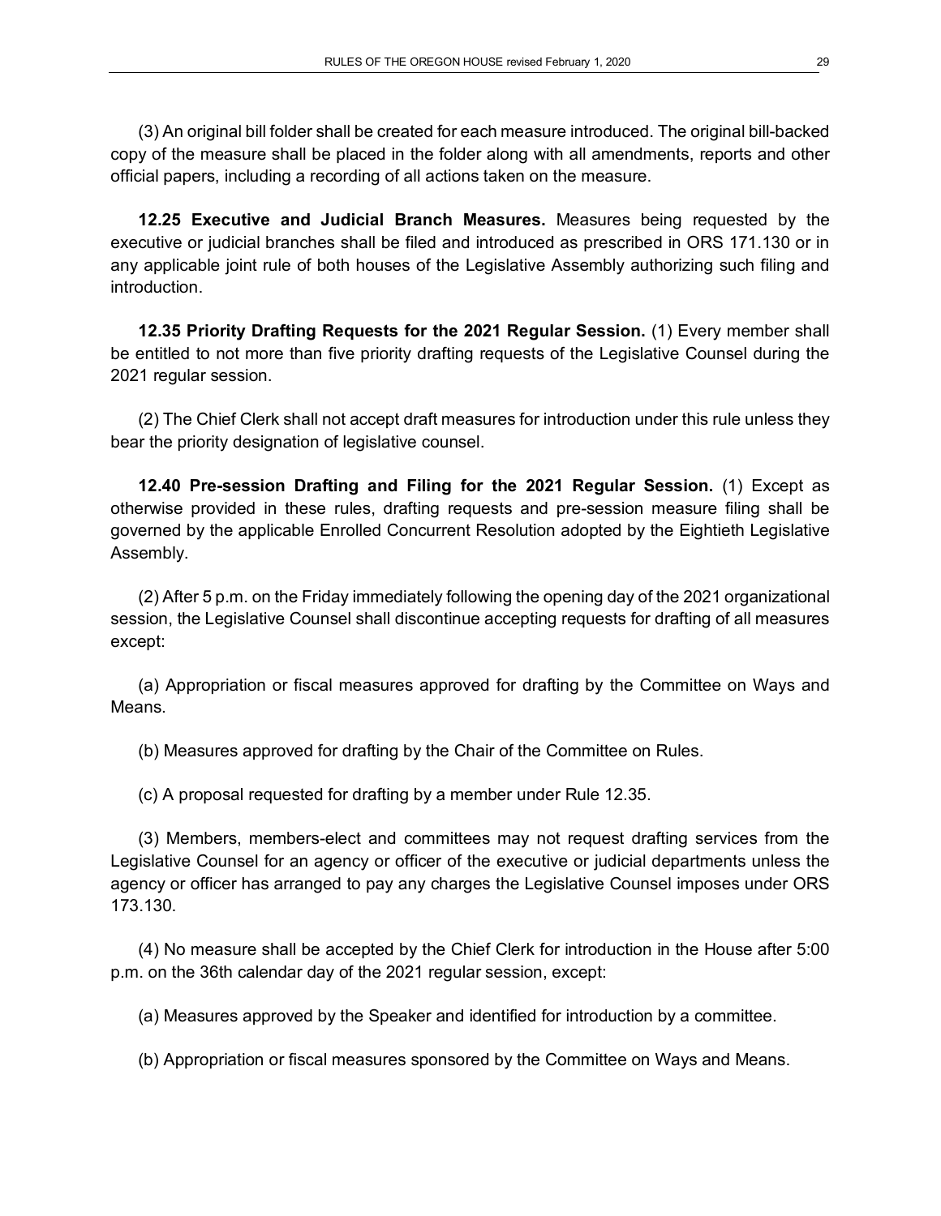(3) An original bill folder shall be created for each measure introduced. The original bill-backed copy of the measure shall be placed in the folder along with all amendments, reports and other official papers, including a recording of all actions taken on the measure.

**12.25 Executive and Judicial Branch Measures.** Measures being requested by the executive or judicial branches shall be filed and introduced as prescribed in ORS 171.130 or in any applicable joint rule of both houses of the Legislative Assembly authorizing such filing and introduction.

**12.35 Priority Drafting Requests for the 2021 Regular Session.** (1) Every member shall be entitled to not more than five priority drafting requests of the Legislative Counsel during the 2021 regular session.

(2) The Chief Clerk shall not accept draft measures for introduction under this rule unless they bear the priority designation of legislative counsel.

**12.40 Pre-session Drafting and Filing for the 2021 Regular Session.** (1) Except as otherwise provided in these rules, drafting requests and pre-session measure filing shall be governed by the applicable Enrolled Concurrent Resolution adopted by the Eightieth Legislative Assembly.

(2) After 5 p.m. on the Friday immediately following the opening day of the 2021 organizational session, the Legislative Counsel shall discontinue accepting requests for drafting of all measures except:

(a) Appropriation or fiscal measures approved for drafting by the Committee on Ways and Means.

(b) Measures approved for drafting by the Chair of the Committee on Rules.

(c) A proposal requested for drafting by a member under Rule 12.35.

(3) Members, members-elect and committees may not request drafting services from the Legislative Counsel for an agency or officer of the executive or judicial departments unless the agency or officer has arranged to pay any charges the Legislative Counsel imposes under ORS 173.130.

(4) No measure shall be accepted by the Chief Clerk for introduction in the House after 5:00 p.m. on the 36th calendar day of the 2021 regular session, except:

(a) Measures approved by the Speaker and identified for introduction by a committee.

(b) Appropriation or fiscal measures sponsored by the Committee on Ways and Means.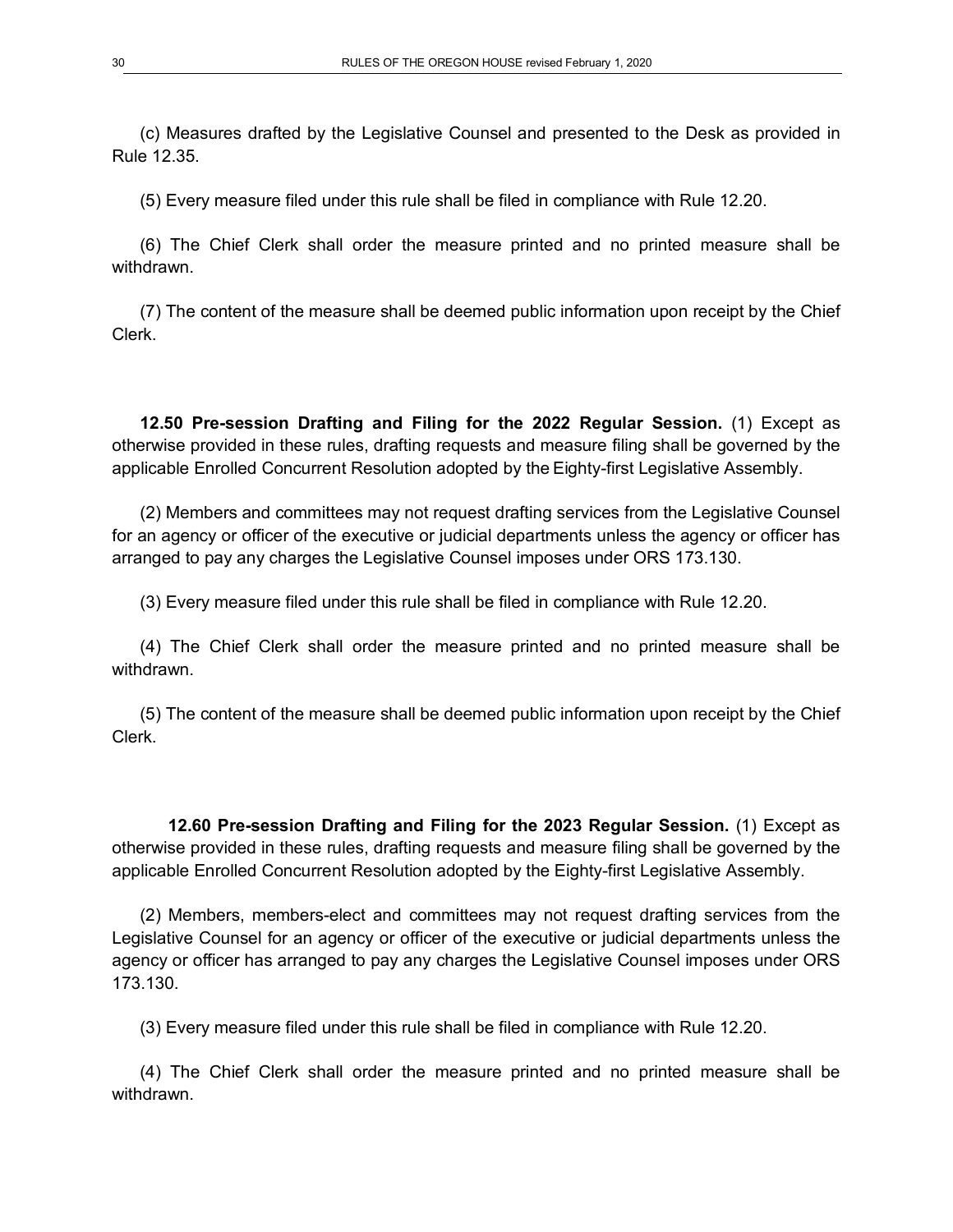(c) Measures drafted by the Legislative Counsel and presented to the Desk as provided in Rule 12.35.

(5) Every measure filed under this rule shall be filed in compliance with Rule 12.20.

(6) The Chief Clerk shall order the measure printed and no printed measure shall be withdrawn.

(7) The content of the measure shall be deemed public information upon receipt by the Chief Clerk.

**12.50 Pre-session Drafting and Filing for the 2022 Regular Session.** (1) Except as otherwise provided in these rules, drafting requests and measure filing shall be governed by the applicable Enrolled Concurrent Resolution adopted by the Eighty-first Legislative Assembly.

(2) Members and committees may not request drafting services from the Legislative Counsel for an agency or officer of the executive or judicial departments unless the agency or officer has arranged to pay any charges the Legislative Counsel imposes under ORS 173.130.

(3) Every measure filed under this rule shall be filed in compliance with Rule 12.20.

(4) The Chief Clerk shall order the measure printed and no printed measure shall be withdrawn.

(5) The content of the measure shall be deemed public information upon receipt by the Chief Clerk.

**12.60 Pre-session Drafting and Filing for the 2023 Regular Session.** (1) Except as otherwise provided in these rules, drafting requests and measure filing shall be governed by the applicable Enrolled Concurrent Resolution adopted by the Eighty-first Legislative Assembly.

(2) Members, members-elect and committees may not request drafting services from the Legislative Counsel for an agency or officer of the executive or judicial departments unless the agency or officer has arranged to pay any charges the Legislative Counsel imposes under ORS 173.130.

(3) Every measure filed under this rule shall be filed in compliance with Rule 12.20.

(4) The Chief Clerk shall order the measure printed and no printed measure shall be withdrawn.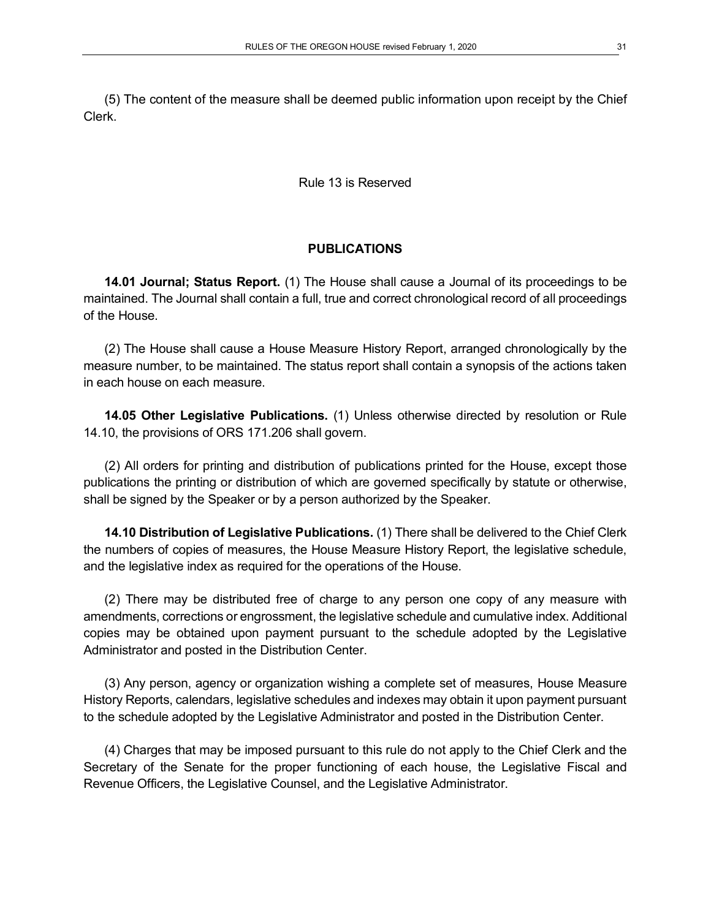(5) The content of the measure shall be deemed public information upon receipt by the Chief Clerk.

Rule 13 is Reserved

## PUBLICATIONS

**14.01 Journal; Status Report.** (1) The House shall cause a Journal of its proceedings to be maintained. The Journal shall contain a full, true and correct chronological record of all proceedings of the House.

(2) The House shall cause a House Measure History Report, arranged chronologically by the measure number, to be maintained. The status report shall contain a synopsis of the actions taken in each house on each measure.

**14.05 Other Legislative Publications.** (1) Unless otherwise directed by resolution or Rule 14.10, the provisions of ORS 171.206 shall govern.

(2) All orders for printing and distribution of publications printed for the House, except those publications the printing or distribution of which are governed specifically by statute or otherwise, shall be signed by the Speaker or by a person authorized by the Speaker.

**14.10 Distribution of Legislative Publications.** (1) There shall be delivered to the Chief Clerk the numbers of copies of measures, the House Measure History Report, the legislative schedule, and the legislative index as required for the operations of the House.

(2) There may be distributed free of charge to any person one copy of any measure with amendments, corrections or engrossment, the legislative schedule and cumulative index. Additional copies may be obtained upon payment pursuant to the schedule adopted by the Legislative Administrator and posted in the Distribution Center.

(3) Any person, agency or organization wishing a complete set of measures, House Measure History Reports, calendars, legislative schedules and indexes may obtain it upon payment pursuant to the schedule adopted by the Legislative Administrator and posted in the Distribution Center.

(4) Charges that may be imposed pursuant to this rule do not apply to the Chief Clerk and the Secretary of the Senate for the proper functioning of each house, the Legislative Fiscal and Revenue Officers, the Legislative Counsel, and the Legislative Administrator.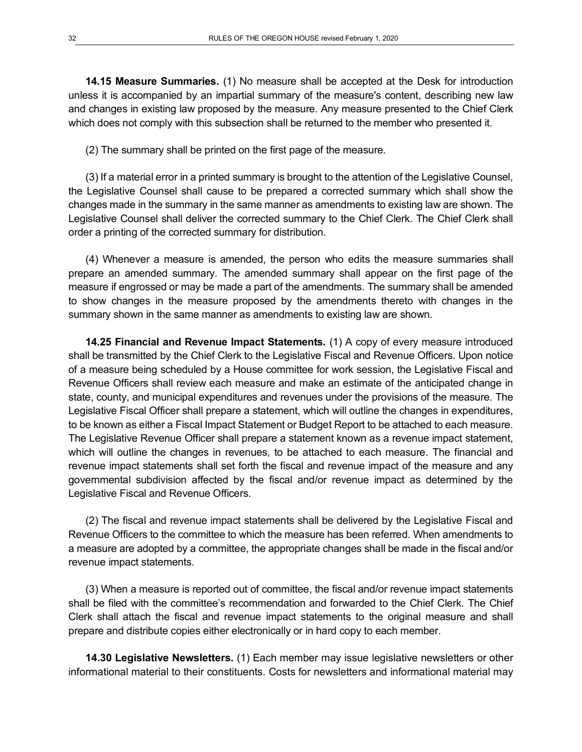**14.15 Measure Summaries.** (1) No measure shall be accepted at the Desk for introduction unless it is accompanied by an impartial summary of the measure's content, describing new law and changes in existing law proposed by the measure. Any measure presented to the Chief Clerk which does not comply with this subsection shall be returned to the member who presented it.

(2) The summary shall be printed on the first page of the measure.

(3) If a material error in a printed summary is brought to the attention of the Legislative Counsel, the Legislative Counsel shall cause to be prepared a corrected summary which shall show the changes made in the summary in the same manner as amendments to existing law are shown. The Legislative Counsel shall deliver the corrected summary to the Chief Clerk. The Chief Clerk shall order a printing of the corrected summary for distribution.

(4) Whenever a measure is amended, the person who edits the measure summaries shall prepare an amended summary. The amended summary shall appear on the first page of the measure if engrossed or may be made a part of the amendments. The summary shall be amended to show changes in the measure proposed by the amendments thereto with changes in the summary shown in the same manner as amendments to existing law are shown.

**14.25 Financial and Revenue Impact Statements.** (1) A copy of every measure introduced shall be transmitted by the Chief Clerk to the Legislative Fiscal and Revenue Officers. Upon notice of a measure being scheduled by a House committee for work session, the Legislative Fiscal and Revenue Officers shall review each measure and make an estimate of the anticipated change in state, county, and municipal expenditures and revenues under the provisions of the measure. The Legislative Fiscal Officer shall prepare a statement, which will outline the changes in expenditures, to be known as either a Fiscal Impact Statement or Budget Report to be attached to each measure. The Legislative Revenue Officer shall prepare a statement known as a revenue impact statement, which will outline the changes in revenues, to be attached to each measure. The financial and revenue impact statements shall set forth the fiscal and revenue impact of the measure and any governmental subdivision affected by the fiscal and/or revenue impact as determined by the Legislative Fiscal and Revenue Officers.

(2) The fiscal and revenue impact statements shall be delivered by the Legislative Fiscal and Revenue Officers to the committee to which the measure has been referred. When amendments to a measure are adopted by a committee, the appropriate changes shall be made in the fiscal and/or revenue impact statements.

(3) When a measure is reported out of committee, the fiscal and/or revenue impact statements shall be filed with the committee's recommendation and forwarded to the Chief Clerk. The Chief Clerk shall attach the fiscal and revenue impact statements to the original measure and shall prepare and distribute copies either electronically or in hard copy to each member.

**14.30 Legislative Newsletters.** (1) Each member may issue legislative newsletters or other informational material to their constituents. Costs for newsletters and informational material may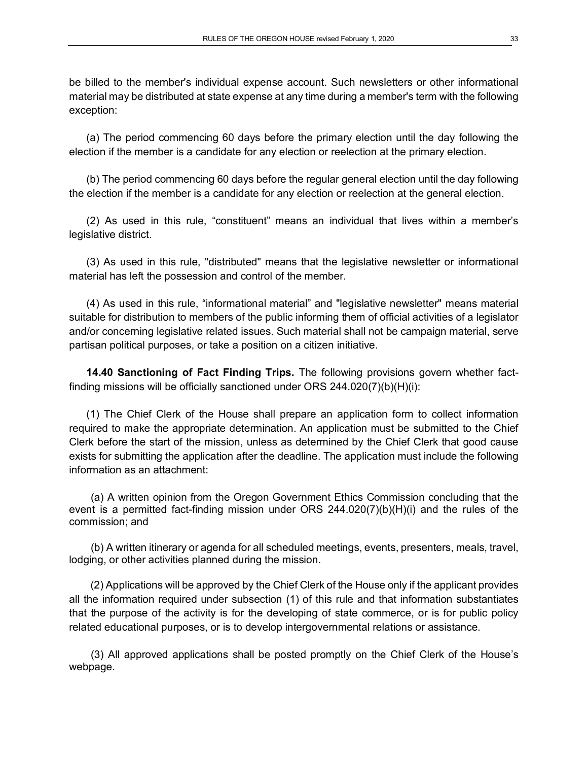be billed to the member's individual expense account. Such newsletters or other informational material may be distributed at state expense at any time during a member's term with the following exception:

(a) The period commencing 60 days before the primary election until the day following the election if the member is a candidate for any election or reelection at the primary election.

(b) The period commencing 60 days before the regular general election until the day following the election if the member is a candidate for any election or reelection at the general election.

(2) As used in this rule, “constituent” means an individual that lives within a member’s legislative district.

(3) As used in this rule, "distributed" means that the legislative newsletter or informational material has left the possession and control of the member.

(4) As used in this rule, “informational material” and "legislative newsletter" means material suitable for distribution to members of the public informing them of official activities of a legislator and/or concerning legislative related issues. Such material shall not be campaign material, serve partisan political purposes, or take a position on a citizen initiative.

**14.40 Sanctioning of Fact Finding Trips.** The following provisions govern whether fact-finding missions will be officially sanctioned under ORS 244.020(7)(b)(H)(i):

(1) The Chief Clerk of the House shall prepare an application form to collect information required to make the appropriate determination. An application must be submitted to the Chief Clerk before the start of the mission, unless as determined by the Chief Clerk that good cause exists for submitting the application after the deadline. The application must include the following information as an attachment:

(a) A written opinion from the Oregon Government Ethics Commission concluding that the event is a permitted fact-finding mission under ORS 244.020(7)(b)(H)(i) and the rules of the commission; and

(b) A written itinerary or agenda for all scheduled meetings, events, presenters, meals, travel, lodging, or other activities planned during the mission.

(2) Applications will be approved by the Chief Clerk of the House only if the applicant provides all the information required under subsection (1) of this rule and that information substantiates that the purpose of the activity is for the developing of state commerce, or is for public policy related educational purposes, or is to develop intergovernmental relations or assistance.

(3) All approved applications shall be posted promptly on the Chief Clerk of the House’s webpage.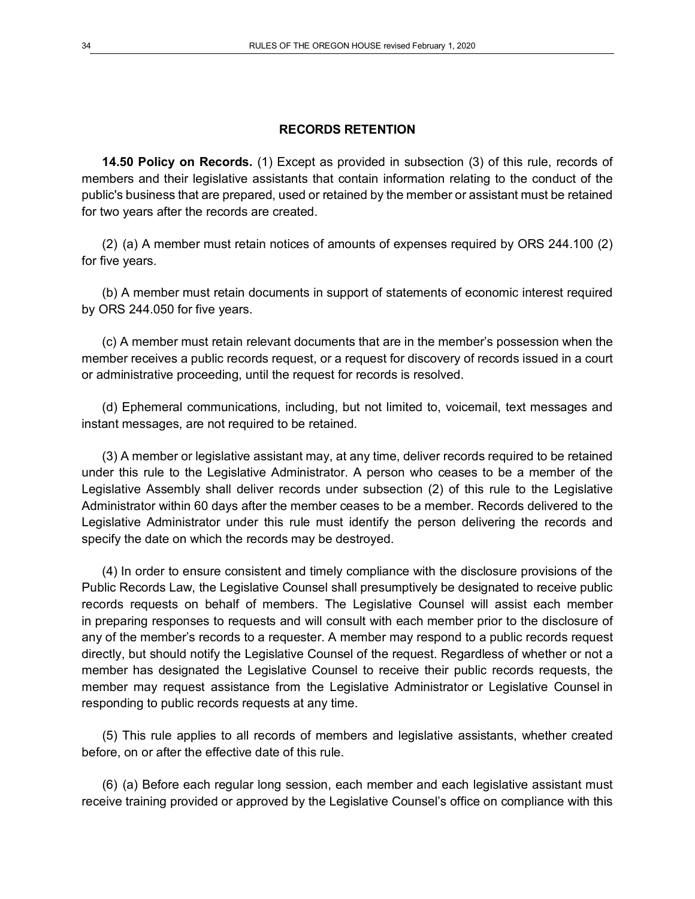## RECORDS RETENTION

**14.50 Policy on Records.** (1) Except as provided in subsection (3) of this rule, records of members and their legislative assistants that contain information relating to the conduct of the public's business that are prepared, used or retained by the member or assistant must be retained for two years after the records are created.

(2) (a) A member must retain notices of amounts of expenses required by ORS 244.100 (2) for five years.

(b) A member must retain documents in support of statements of economic interest required by ORS 244.050 for five years.

(c) A member must retain relevant documents that are in the member's possession when the member receives a public records request, or a request for discovery of records issued in a court or administrative proceeding, until the request for records is resolved.

(d) Ephemeral communications, including, but not limited to, voicemail, text messages and instant messages, are not required to be retained.

(3) A member or legislative assistant may, at any time, deliver records required to be retained under this rule to the Legislative Administrator. A person who ceases to be a member of the Legislative Assembly shall deliver records under subsection (2) of this rule to the Legislative Administrator within 60 days after the member ceases to be a member. Records delivered to the Legislative Administrator under this rule must identify the person delivering the records and specify the date on which the records may be destroyed.

(4) In order to ensure consistent and timely compliance with the disclosure provisions of the Public Records Law, the Legislative Counsel shall presumptively be designated to receive public records requests on behalf of members. The Legislative Counsel will assist each member in preparing responses to requests and will consult with each member prior to the disclosure of any of the member's records to a requester. A member may respond to a public records request directly, but should notify the Legislative Counsel of the request. Regardless of whether or not a member has designated the Legislative Counsel to receive their public records requests, the member may request assistance from the Legislative Administrator or Legislative Counsel in responding to public records requests at any time.

(5) This rule applies to all records of members and legislative assistants, whether created before, on or after the effective date of this rule.

(6) (a) Before each regular long session, each member and each legislative assistant must receive training provided or approved by the Legislative Counsel's office on compliance with this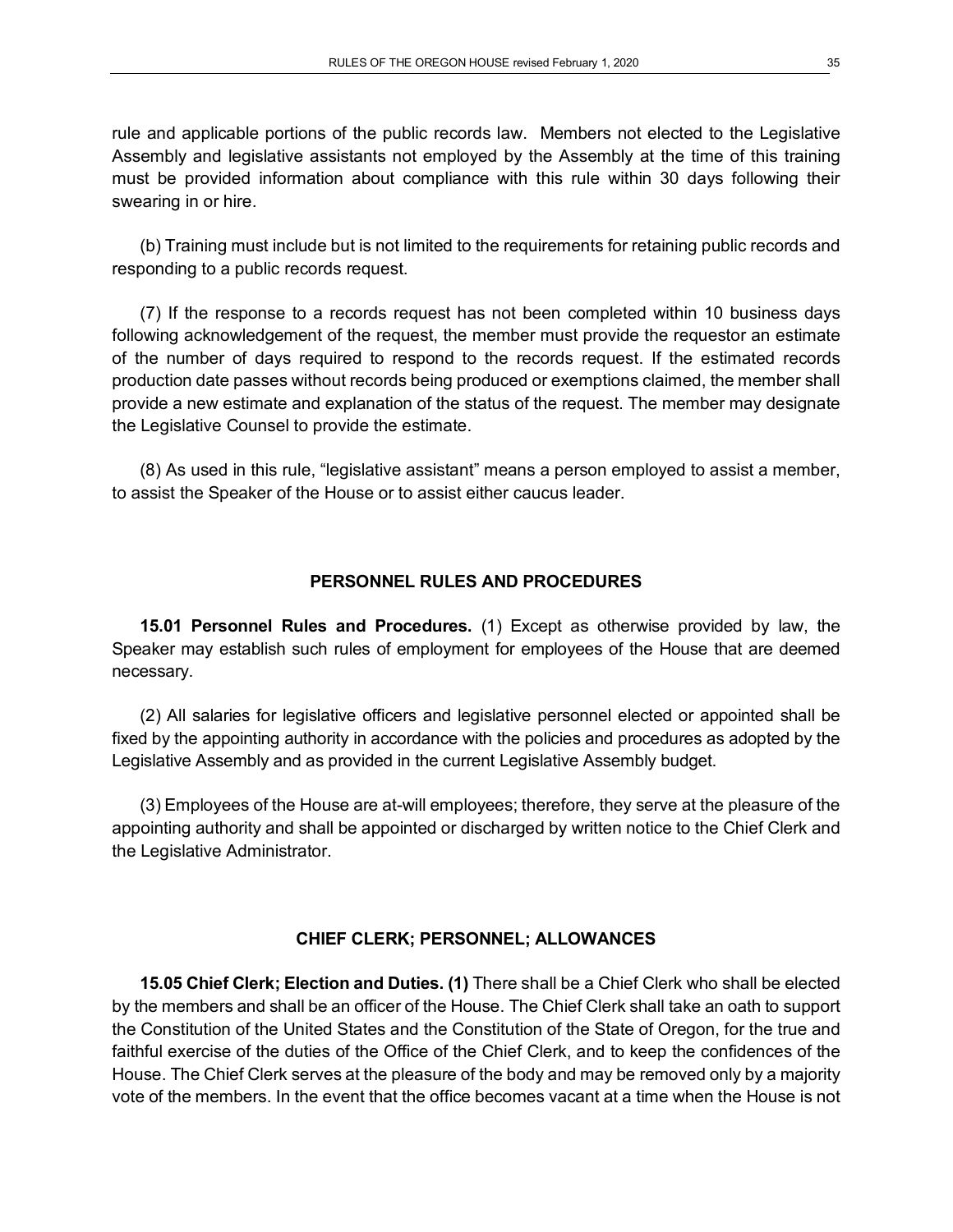rule and applicable portions of the public records law. Members not elected to the Legislative Assembly and legislative assistants not employed by the Assembly at the time of this training must be provided information about compliance with this rule within 30 days following their swearing in or hire.

(b) Training must include but is not limited to the requirements for retaining public records and responding to a public records request.

(7) If the response to a records request has not been completed within 10 business days following acknowledgement of the request, the member must provide the requestor an estimate of the number of days required to respond to the records request. If the estimated records production date passes without records being produced or exemptions claimed, the member shall provide a new estimate and explanation of the status of the request. The member may designate the Legislative Counsel to provide the estimate.

(8) As used in this rule, "legislative assistant" means a person employed to assist a member, to assist the Speaker of the House or to assist either caucus leader.

## PERSONNEL RULES AND PROCEDURES

**15.01 Personnel Rules and Procedures.** (1) Except as otherwise provided by law, the Speaker may establish such rules of employment for employees of the House that are deemed necessary.

(2) All salaries for legislative officers and legislative personnel elected or appointed shall be fixed by the appointing authority in accordance with the policies and procedures as adopted by the Legislative Assembly and as provided in the current Legislative Assembly budget.

(3) Employees of the House are at-will employees; therefore, they serve at the pleasure of the appointing authority and shall be appointed or discharged by written notice to the Chief Clerk and the Legislative Administrator.

## CHIEF CLERK; PERSONNEL; ALLOWANCES

**15.05 Chief Clerk; Election and Duties. (1)** There shall be a Chief Clerk who shall be elected by the members and shall be an officer of the House. The Chief Clerk shall take an oath to support the Constitution of the United States and the Constitution of the State of Oregon, for the true and faithful exercise of the duties of the Office of the Chief Clerk, and to keep the confidences of the House. The Chief Clerk serves at the pleasure of the body and may be removed only by a majority vote of the members. In the event that the office becomes vacant at a time when the House is not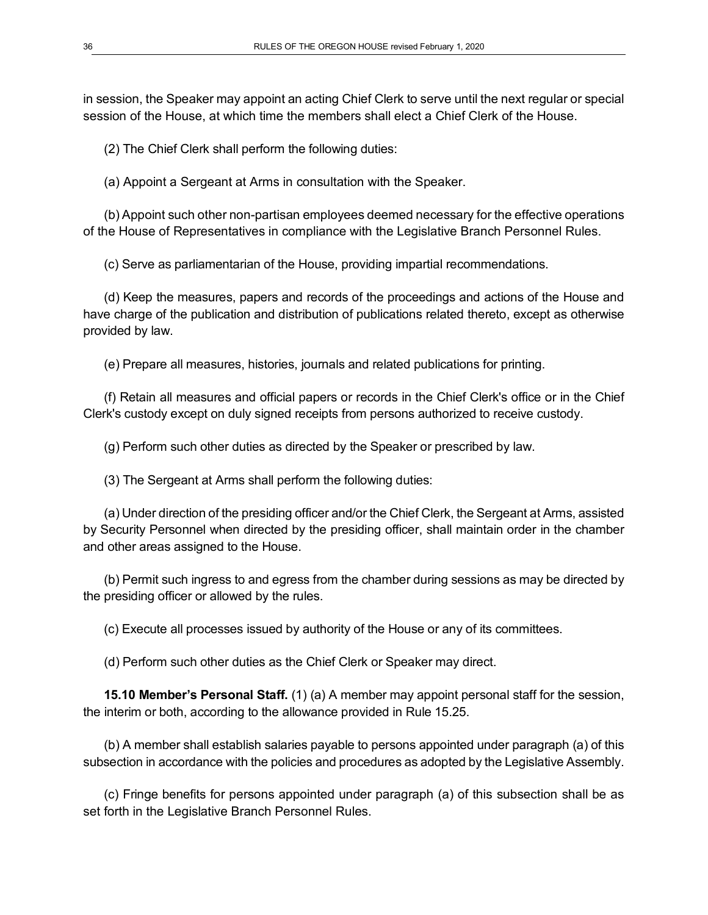in session, the Speaker may appoint an acting Chief Clerk to serve until the next regular or special session of the House, at which time the members shall elect a Chief Clerk of the House.

(2) The Chief Clerk shall perform the following duties:

(a) Appoint a Sergeant at Arms in consultation with the Speaker.

(b) Appoint such other non-partisan employees deemed necessary for the effective operations of the House of Representatives in compliance with the Legislative Branch Personnel Rules.

(c) Serve as parliamentarian of the House, providing impartial recommendations.

(d) Keep the measures, papers and records of the proceedings and actions of the House and have charge of the publication and distribution of publications related thereto, except as otherwise provided by law.

(e) Prepare all measures, histories, journals and related publications for printing.

(f) Retain all measures and official papers or records in the Chief Clerk's office or in the Chief Clerk's custody except on duly signed receipts from persons authorized to receive custody.

(g) Perform such other duties as directed by the Speaker or prescribed by law.

(3) The Sergeant at Arms shall perform the following duties:

(a) Under direction of the presiding officer and/or the Chief Clerk, the Sergeant at Arms, assisted by Security Personnel when directed by the presiding officer, shall maintain order in the chamber and other areas assigned to the House.

(b) Permit such ingress to and egress from the chamber during sessions as may be directed by the presiding officer or allowed by the rules.

(c) Execute all processes issued by authority of the House or any of its committees.

(d) Perform such other duties as the Chief Clerk or Speaker may direct.

**15.10 Member's Personal Staff.** (1) (a) A member may appoint personal staff for the session, the interim or both, according to the allowance provided in Rule 15.25.

(b) A member shall establish salaries payable to persons appointed under paragraph (a) of this subsection in accordance with the policies and procedures as adopted by the Legislative Assembly.

(c) Fringe benefits for persons appointed under paragraph (a) of this subsection shall be as set forth in the Legislative Branch Personnel Rules.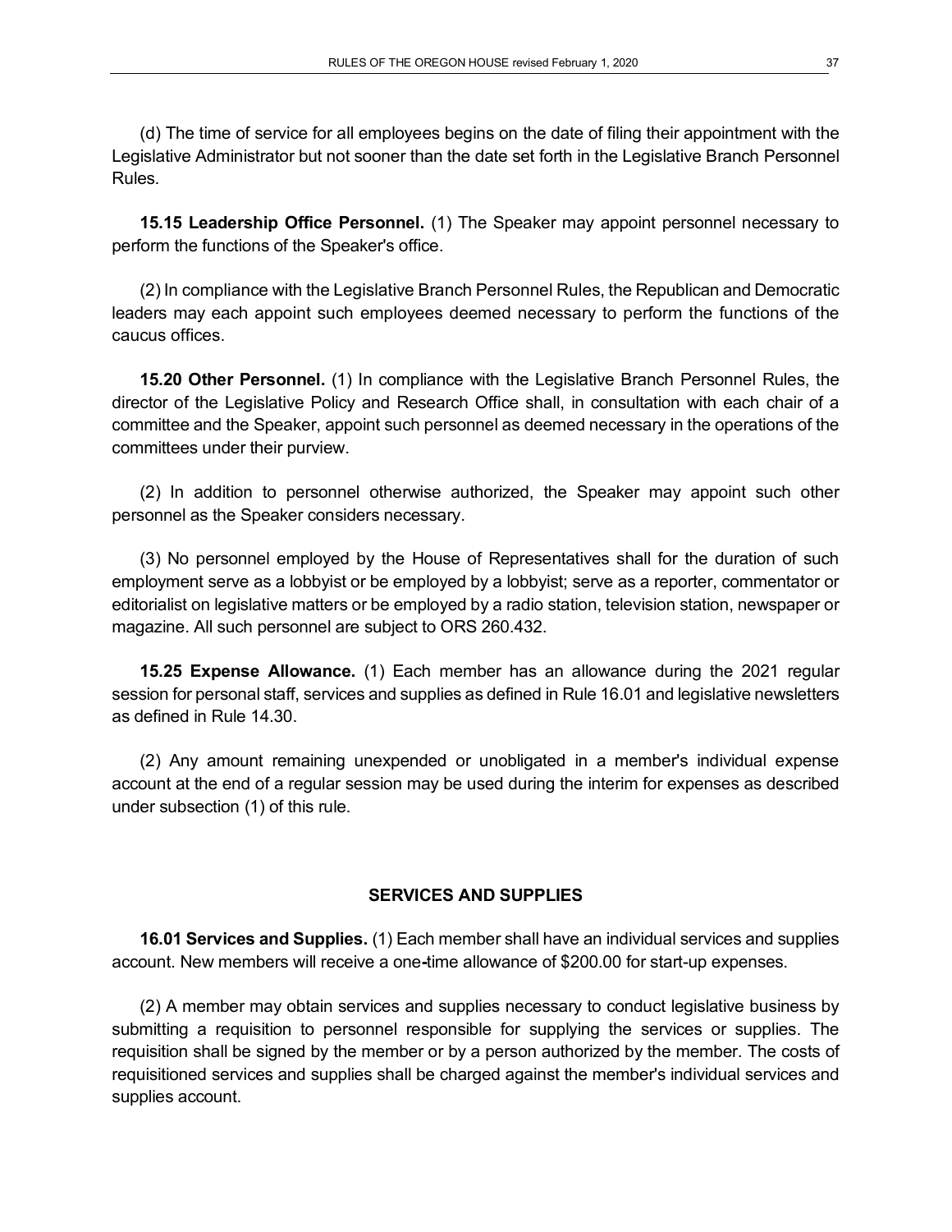(d) The time of service for all employees begins on the date of filing their appointment with the Legislative Administrator but not sooner than the date set forth in the Legislative Branch Personnel Rules.

**15.15 Leadership Office Personnel.** (1) The Speaker may appoint personnel necessary to perform the functions of the Speaker's office.

(2) In compliance with the Legislative Branch Personnel Rules, the Republican and Democratic leaders may each appoint such employees deemed necessary to perform the functions of the caucus offices.

**15.20 Other Personnel.** (1) In compliance with the Legislative Branch Personnel Rules, the director of the Legislative Policy and Research Office shall, in consultation with each chair of a committee and the Speaker, appoint such personnel as deemed necessary in the operations of the committees under their purview.

(2) In addition to personnel otherwise authorized, the Speaker may appoint such other personnel as the Speaker considers necessary.

(3) No personnel employed by the House of Representatives shall for the duration of such employment serve as a lobbyist or be employed by a lobbyist; serve as a reporter, commentator or editorialist on legislative matters or be employed by a radio station, television station, newspaper or magazine. All such personnel are subject to ORS 260.432.

**15.25 Expense Allowance.** (1) Each member has an allowance during the 2021 regular session for personal staff, services and supplies as defined in Rule 16.01 and legislative newsletters as defined in Rule 14.30.

(2) Any amount remaining unexpended or unobligated in a member's individual expense account at the end of a regular session may be used during the interim for expenses as described under subsection (1) of this rule.

## SERVICES AND SUPPLIES

**16.01 Services and Supplies.** (1) Each member shall have an individual services and supplies account. New members will receive a one-time allowance of $200.00 for start-up expenses.

(2) A member may obtain services and supplies necessary to conduct legislative business by submitting a requisition to personnel responsible for supplying the services or supplies. The requisition shall be signed by the member or by a person authorized by the member. The costs of requisitioned services and supplies shall be charged against the member's individual services and supplies account.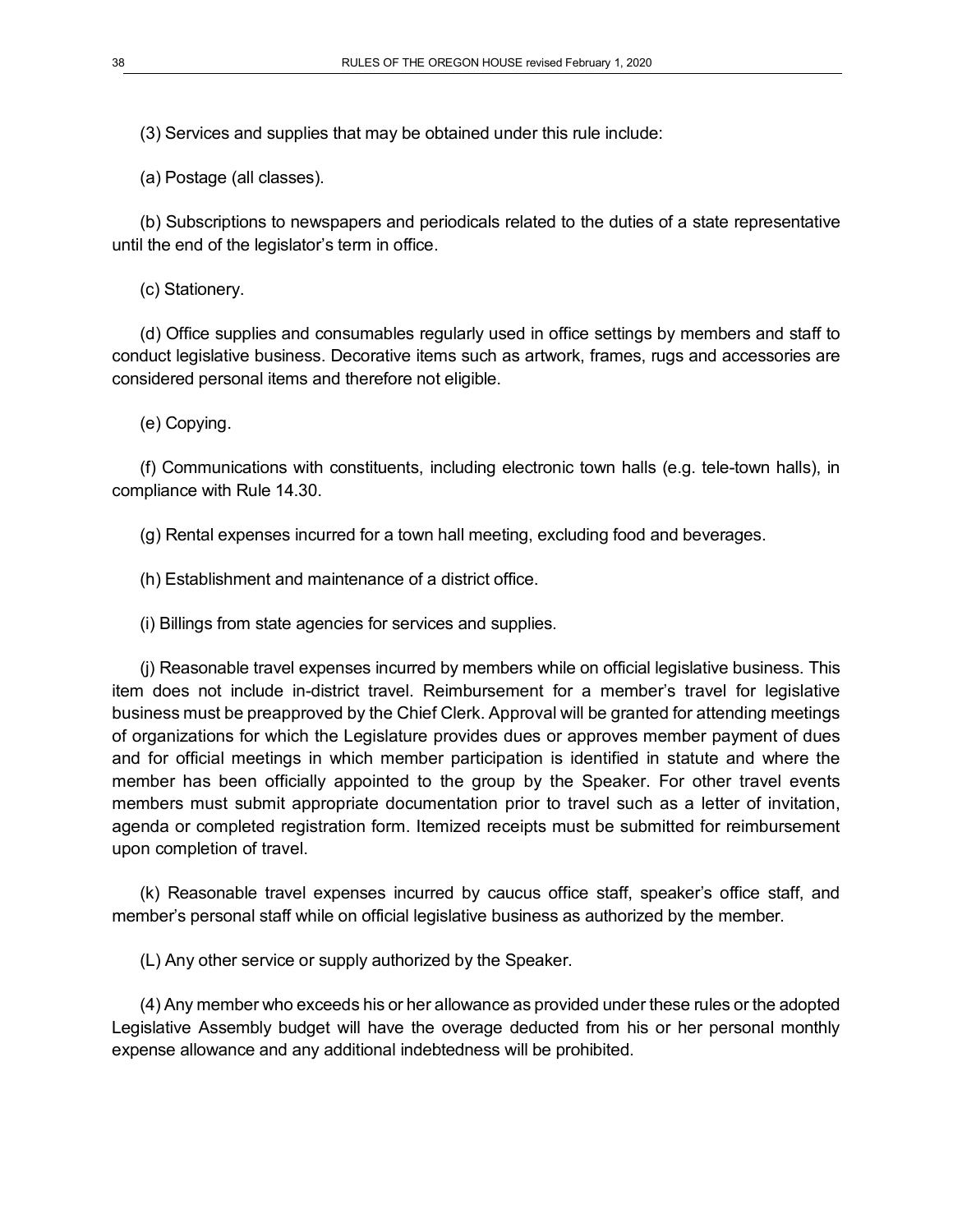(3) Services and supplies that may be obtained under this rule include:

(a) Postage (all classes).

(b) Subscriptions to newspapers and periodicals related to the duties of a state representative until the end of the legislator's term in office.

(c) Stationery.

(d) Office supplies and consumables regularly used in office settings by members and staff to conduct legislative business. Decorative items such as artwork, frames, rugs and accessories are considered personal items and therefore not eligible.

(e) Copying.

(f) Communications with constituents, including electronic town halls (e.g. tele-town halls), in compliance with Rule 14.30.

(g) Rental expenses incurred for a town hall meeting, excluding food and beverages.

(h) Establishment and maintenance of a district office.

(i) Billings from state agencies for services and supplies.

(j) Reasonable travel expenses incurred by members while on official legislative business. This item does not include in-district travel. Reimbursement for a member's travel for legislative business must be preapproved by the Chief Clerk. Approval will be granted for attending meetings of organizations for which the Legislature provides dues or approves member payment of dues and for official meetings in which member participation is identified in statute and where the member has been officially appointed to the group by the Speaker. For other travel events members must submit appropriate documentation prior to travel such as a letter of invitation, agenda or completed registration form. Itemized receipts must be submitted for reimbursement upon completion of travel.

(k) Reasonable travel expenses incurred by caucus office staff, speaker's office staff, and member's personal staff while on official legislative business as authorized by the member.

(L) Any other service or supply authorized by the Speaker.

(4) Any member who exceeds his or her allowance as provided under these rules or the adopted Legislative Assembly budget will have the overage deducted from his or her personal monthly expense allowance and any additional indebtedness will be prohibited.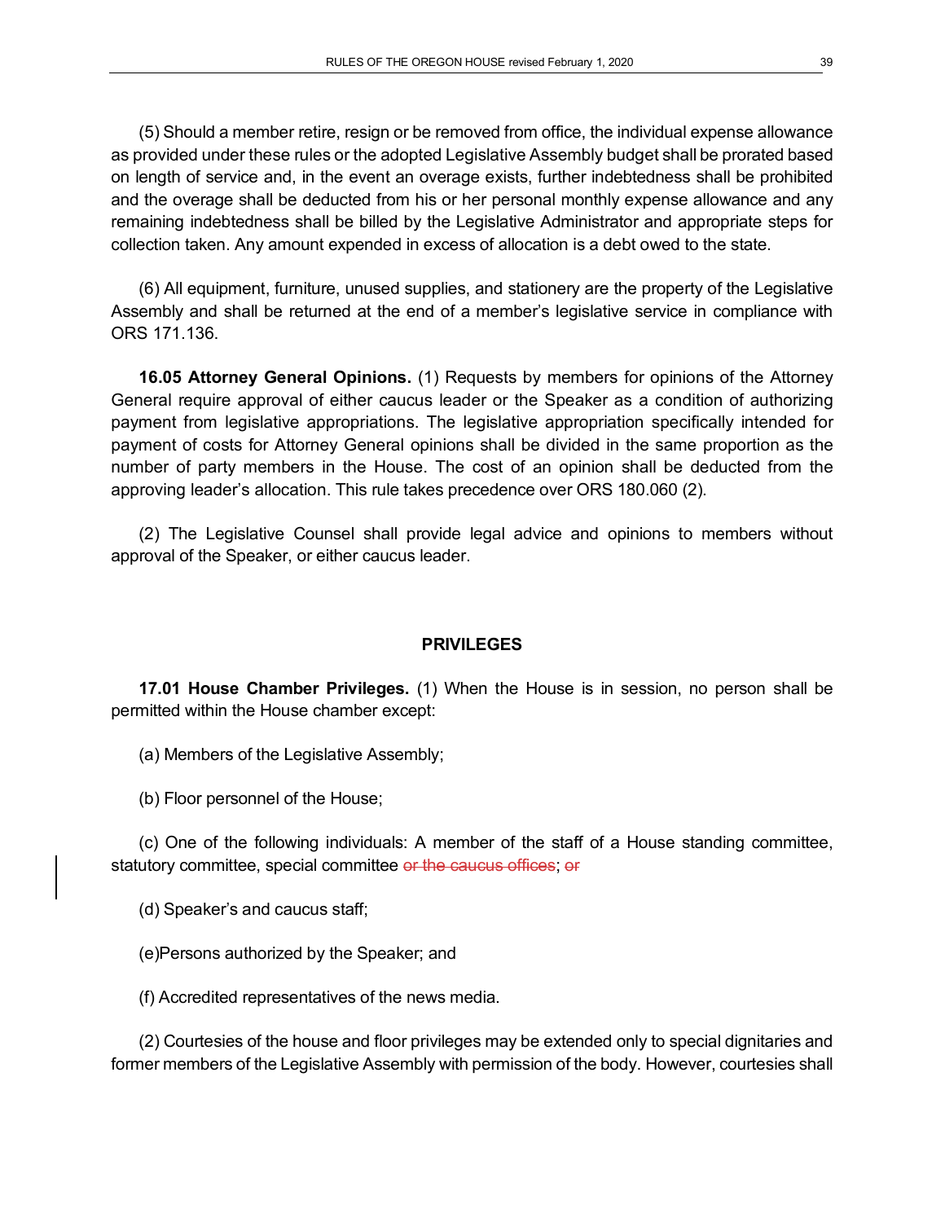(5) Should a member retire, resign or be removed from office, the individual expense allowance as provided under these rules or the adopted Legislative Assembly budget shall be prorated based on length of service and, in the event an overage exists, further indebtedness shall be prohibited and the overage shall be deducted from his or her personal monthly expense allowance and any remaining indebtedness shall be billed by the Legislative Administrator and appropriate steps for collection taken. Any amount expended in excess of allocation is a debt owed to the state.

(6) All equipment, furniture, unused supplies, and stationery are the property of the Legislative Assembly and shall be returned at the end of a member's legislative service in compliance with ORS 171.136.

**16.05 Attorney General Opinions.** (1) Requests by members for opinions of the Attorney General require approval of either caucus leader or the Speaker as a condition of authorizing payment from legislative appropriations. The legislative appropriation specifically intended for payment of costs for Attorney General opinions shall be divided in the same proportion as the number of party members in the House. The cost of an opinion shall be deducted from the approving leader's allocation. This rule takes precedence over ORS 180.060 (2).

(2) The Legislative Counsel shall provide legal advice and opinions to members without approval of the Speaker, or either caucus leader.

## PRIVILEGES

**17.01 House Chamber Privileges.** (1) When the House is in session, no person shall be permitted within the House chamber except:

(a) Members of the Legislative Assembly;

(b) Floor personnel of the House;

(c) One of the following individuals: A member of the staff of a House standing committee, statutory committee, special committee ~~or the caucus offices~~; ~~or~~

(d) Speaker's and caucus staff;

(e)Persons authorized by the Speaker; and

(f) Accredited representatives of the news media.

(2) Courtesies of the house and floor privileges may be extended only to special dignitaries and former members of the Legislative Assembly with permission of the body. However, courtesies shall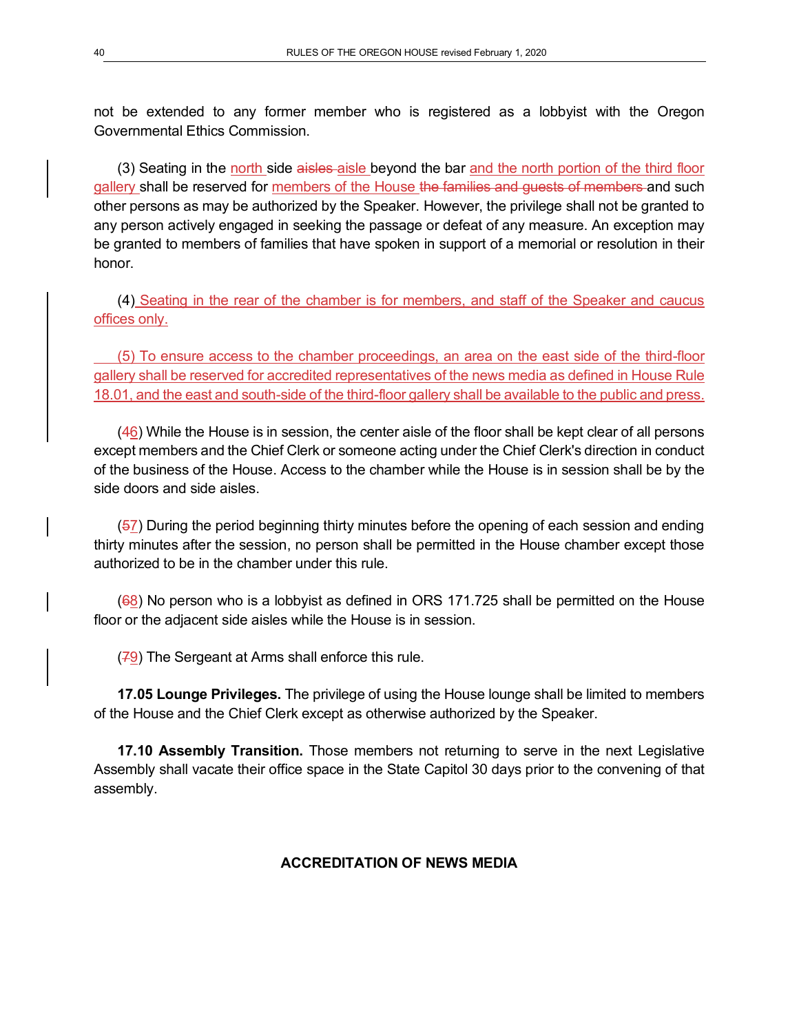not be extended to any former member who is registered as a lobbyist with the Oregon Governmental Ethics Commission.

(3) Seating in the north side ~~aisles~~ aisle beyond the bar and the north portion of the third floor gallery shall be reserved for members of the House ~~the families and guests of members~~ and such other persons as may be authorized by the Speaker. However, the privilege shall not be granted to any person actively engaged in seeking the passage or defeat of any measure. An exception may be granted to members of families that have spoken in support of a memorial or resolution in their honor.

(4) Seating in the rear of the chamber is for members, and staff of the Speaker and caucus offices only.

(5) To ensure access to the chamber proceedings, an area on the east side of the third-floor gallery shall be reserved for accredited representatives of the news media as defined in House Rule 18.01, and the east and south-side of the third-floor gallery shall be available to the public and press.

(~~4~~6) While the House is in session, the center aisle of the floor shall be kept clear of all persons except members and the Chief Clerk or someone acting under the Chief Clerk's direction in conduct of the business of the House. Access to the chamber while the House is in session shall be by the side doors and side aisles.

(~~5~~7) During the period beginning thirty minutes before the opening of each session and ending thirty minutes after the session, no person shall be permitted in the House chamber except those authorized to be in the chamber under this rule.

(~~6~~8) No person who is a lobbyist as defined in ORS 171.725 shall be permitted on the House floor or the adjacent side aisles while the House is in session.

(~~7~~9) The Sergeant at Arms shall enforce this rule.

**17.05 Lounge Privileges.** The privilege of using the House lounge shall be limited to members of the House and the Chief Clerk except as otherwise authorized by the Speaker.

**17.10 Assembly Transition.** Those members not returning to serve in the next Legislative Assembly shall vacate their office space in the State Capitol 30 days prior to the convening of that assembly.

## ACCREDITATION OF NEWS MEDIA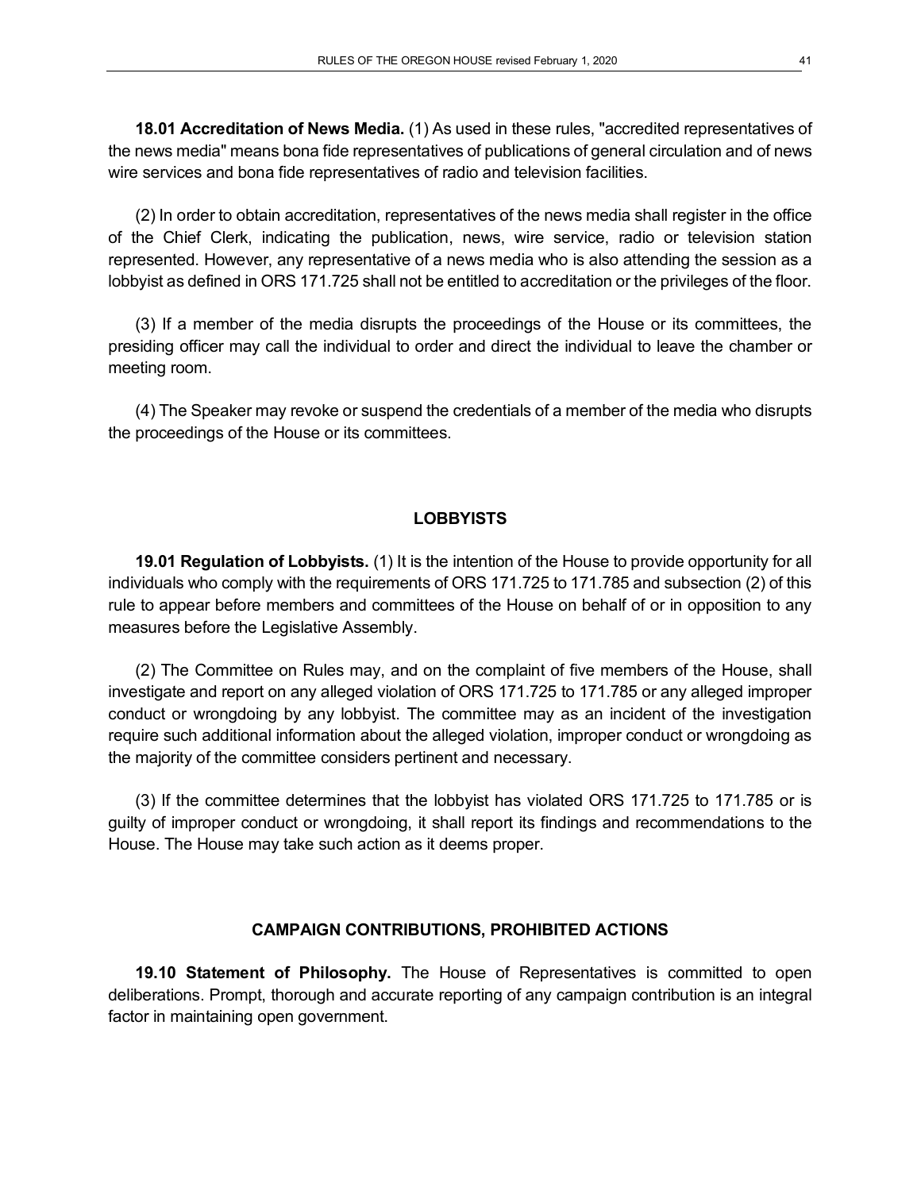**18.01 Accreditation of News Media.** (1) As used in these rules, "accredited representatives of the news media" means bona fide representatives of publications of general circulation and of news wire services and bona fide representatives of radio and television facilities.

(2) In order to obtain accreditation, representatives of the news media shall register in the office of the Chief Clerk, indicating the publication, news, wire service, radio or television station represented. However, any representative of a news media who is also attending the session as a lobbyist as defined in ORS 171.725 shall not be entitled to accreditation or the privileges of the floor.

(3) If a member of the media disrupts the proceedings of the House or its committees, the presiding officer may call the individual to order and direct the individual to leave the chamber or meeting room.

(4) The Speaker may revoke or suspend the credentials of a member of the media who disrupts the proceedings of the House or its committees.

## LOBBYISTS

**19.01 Regulation of Lobbyists.** (1) It is the intention of the House to provide opportunity for all individuals who comply with the requirements of ORS 171.725 to 171.785 and subsection (2) of this rule to appear before members and committees of the House on behalf of or in opposition to any measures before the Legislative Assembly.

(2) The Committee on Rules may, and on the complaint of five members of the House, shall investigate and report on any alleged violation of ORS 171.725 to 171.785 or any alleged improper conduct or wrongdoing by any lobbyist. The committee may as an incident of the investigation require such additional information about the alleged violation, improper conduct or wrongdoing as the majority of the committee considers pertinent and necessary.

(3) If the committee determines that the lobbyist has violated ORS 171.725 to 171.785 or is guilty of improper conduct or wrongdoing, it shall report its findings and recommendations to the House. The House may take such action as it deems proper.

## CAMPAIGN CONTRIBUTIONS, PROHIBITED ACTIONS

**19.10 Statement of Philosophy.** The House of Representatives is committed to open deliberations. Prompt, thorough and accurate reporting of any campaign contribution is an integral factor in maintaining open government.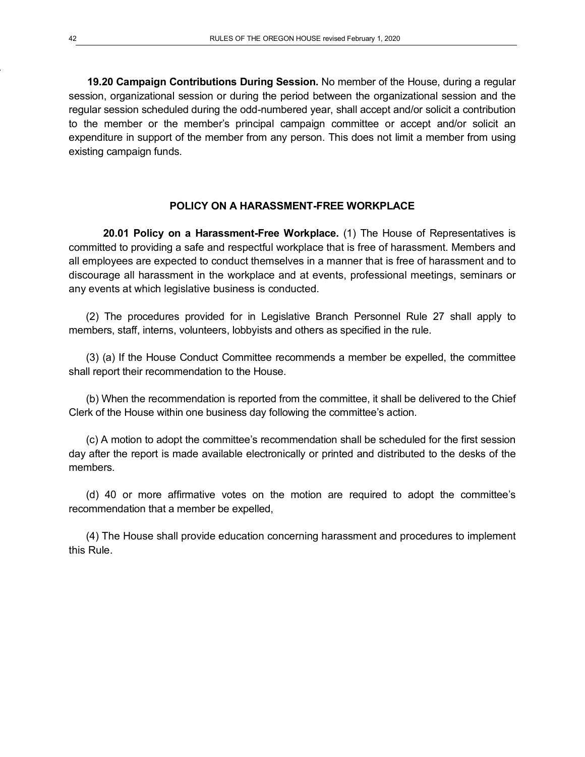**19.20 Campaign Contributions During Session.** No member of the House, during a regular session, organizational session or during the period between the organizational session and the regular session scheduled during the odd-numbered year, shall accept and/or solicit a contribution to the member or the member's principal campaign committee or accept and/or solicit an expenditure in support of the member from any person. This does not limit a member from using existing campaign funds.

## POLICY ON A HARASSMENT-FREE WORKPLACE

**20.01 Policy on a Harassment-Free Workplace.** (1) The House of Representatives is committed to providing a safe and respectful workplace that is free of harassment. Members and all employees are expected to conduct themselves in a manner that is free of harassment and to discourage all harassment in the workplace and at events, professional meetings, seminars or any events at which legislative business is conducted.

(2) The procedures provided for in Legislative Branch Personnel Rule 27 shall apply to members, staff, interns, volunteers, lobbyists and others as specified in the rule.

(3) (a) If the House Conduct Committee recommends a member be expelled, the committee shall report their recommendation to the House.

(b) When the recommendation is reported from the committee, it shall be delivered to the Chief Clerk of the House within one business day following the committee's action.

(c) A motion to adopt the committee's recommendation shall be scheduled for the first session day after the report is made available electronically or printed and distributed to the desks of the members.

(d) 40 or more affirmative votes on the motion are required to adopt the committee's recommendation that a member be expelled,

(4) The House shall provide education concerning harassment and procedures to implement this Rule.